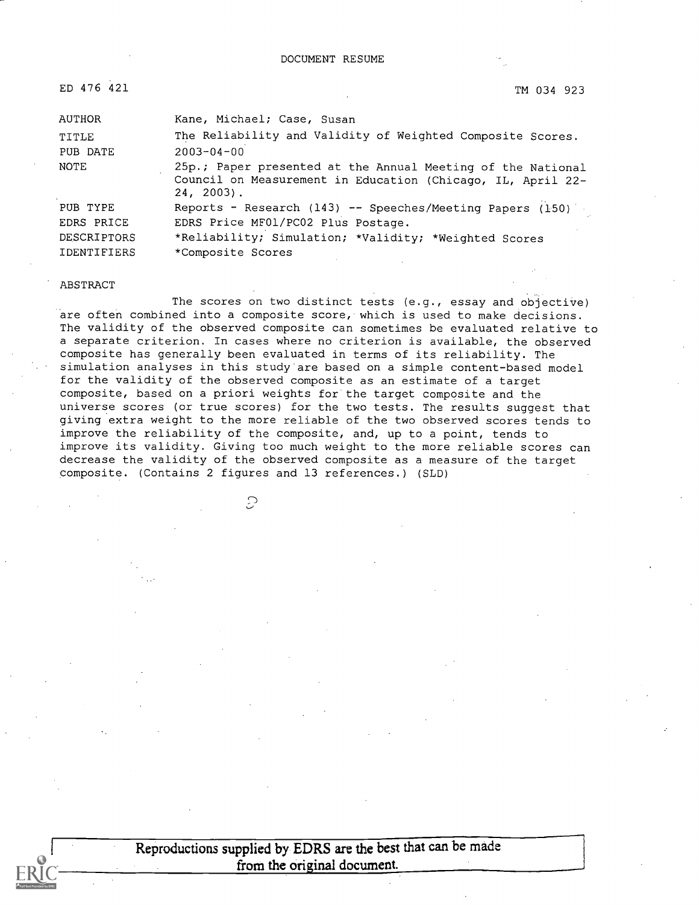DOCUMENT RESUME

| | | |
|---|---|---|
| ED 476 421 | | TM 034 923 |
| AUTHOR | Kane, Michael; Case, Susan | |
| TITLE | The Reliability and Validity of Weighted Composite Scores. | |
| PUB DATE | 2003-04-00 | |
| NOTE | 25p.; Paper presented at the Annual Meeting of the National Council on Measurement in Education (Chicago, IL, April 22-24, 2003). | |
| PUB TYPE | Reports - Research (143) -- Speeches/Meeting Papers (150) | |
| EDRS PRICE | EDRS Price MF01/PC02 Plus Postage. | |
| DESCRIPTORS | *Reliability; Simulation; *Validity; *Weighted Scores | |
| IDENTIFIERS | *Composite Scores | |

ABSTRACT

The scores on two distinct tests (e.g., essay and objective) are often combined into a composite score, which is used to make decisions. The validity of the observed composite can sometimes be evaluated relative to a separate criterion. In cases where no criterion is available, the observed composite has generally been evaluated in terms of its reliability. The simulation analyses in this study are based on a simple content-based model for the validity of the observed composite as an estimate of a target composite, based on a priori weights for the target composite and the universe scores (or true scores) for the two tests. The results suggest that giving extra weight to the more reliable of the two observed scores tends to improve the reliability of the composite, and, up to a point, tends to improve its validity. Giving too much weight to the more reliable scores can decrease the validity of the observed composite as a measure of the target composite. (Contains 2 figures and 13 references.) (SLD)

Reproductions supplied by EDRS are the best that can be made from the original document.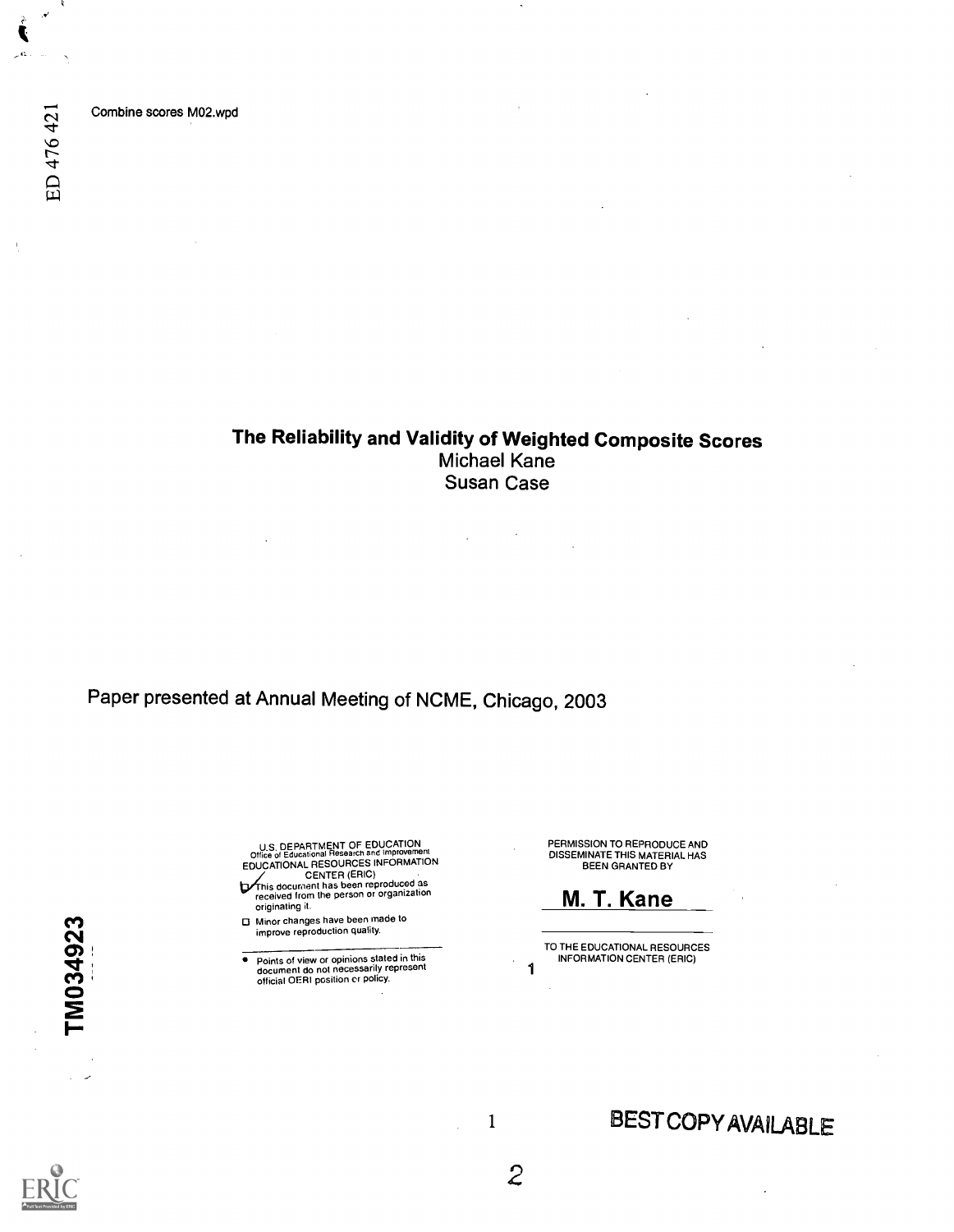Combine scores M02.wpd

ED 476 421

# The Reliability and Validity of Weighted Composite Scores

Michael Kane

Susan Case

Paper presented at Annual Meeting of NCME, Chicago, 2003

U.S. DEPARTMENT OF EDUCATION
Office of Educational Research and Improvement
EDUCATIONAL RESOURCES INFORMATION CENTER (ERIC)

- [x] This document has been reproduced as received from the person or organization originating it.
- [ ] Minor changes have been made to improve reproduction quality.

• Points of view or opinions stated in this document do not necessarily represent official OERI position or policy.

PERMISSION TO REPRODUCE AND DISSEMINATE THIS MATERIAL HAS BEEN GRANTED BY

**M. T. Kane**

TO THE EDUCATIONAL RESOURCES INFORMATION CENTER (ERIC)

1

TM034923

BEST COPY AVAILABLE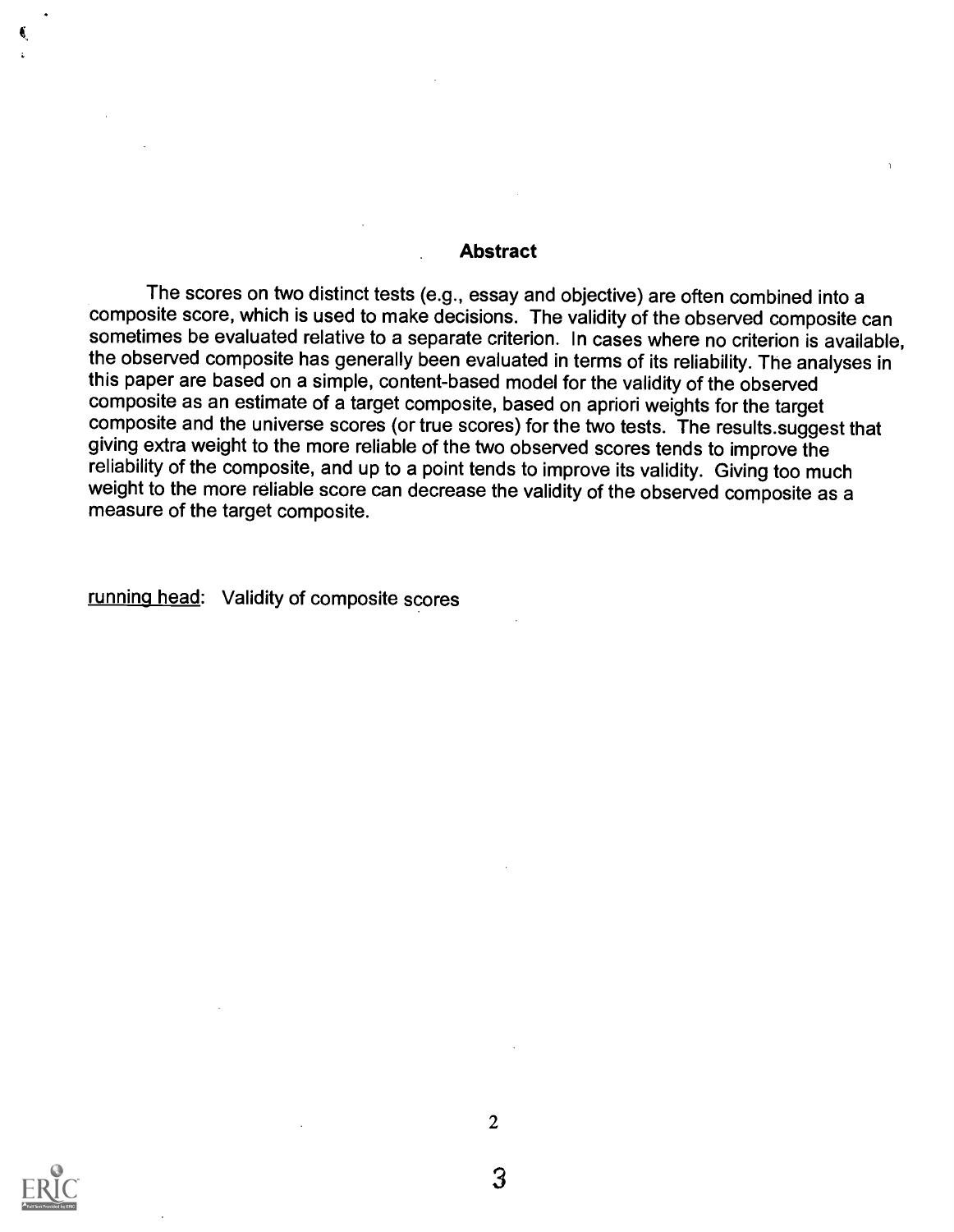## Abstract

The scores on two distinct tests (e.g., essay and objective) are often combined into a composite score, which is used to make decisions. The validity of the observed composite can sometimes be evaluated relative to a separate criterion. In cases where no criterion is available, the observed composite has generally been evaluated in terms of its reliability. The analyses in this paper are based on a simple, content-based model for the validity of the observed composite as an estimate of a target composite, based on apriori weights for the target composite and the universe scores (or true scores) for the two tests. The results.suggest that giving extra weight to the more reliable of the two observed scores tends to improve the reliability of the composite, and up to a point tends to improve its validity. Giving too much weight to the more reliable score can decrease the validity of the observed composite as a measure of the target composite.

running head: Validity of composite scores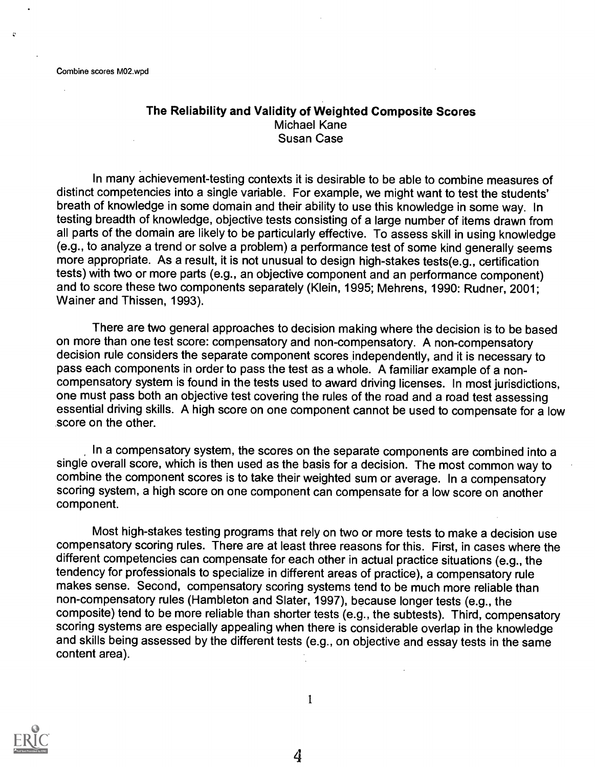Combine scores M02.wpd

## The Reliability and Validity of Weighted Composite Scores

Michael Kane
Susan Case

In many achievement-testing contexts it is desirable to be able to combine measures of distinct competencies into a single variable. For example, we might want to test the students' breath of knowledge in some domain and their ability to use this knowledge in some way. In testing breadth of knowledge, objective tests consisting of a large number of items drawn from all parts of the domain are likely to be particularly effective. To assess skill in using knowledge (e.g., to analyze a trend or solve a problem) a performance test of some kind generally seems more appropriate. As a result, it is not unusual to design high-stakes tests(e.g., certification tests) with two or more parts (e.g., an objective component and an performance component) and to score these two components separately (Klein, 1995; Mehrens, 1990: Rudner, 2001; Wainer and Thissen, 1993).

There are two general approaches to decision making where the decision is to be based on more than one test score: compensatory and non-compensatory. A non-compensatory decision rule considers the separate component scores independently, and it is necessary to pass each components in order to pass the test as a whole. A familiar example of a non-compensatory system is found in the tests used to award driving licenses. In most jurisdictions, one must pass both an objective test covering the rules of the road and a road test assessing essential driving skills. A high score on one component cannot be used to compensate for a low score on the other.

In a compensatory system, the scores on the separate components are combined into a single overall score, which is then used as the basis for a decision. The most common way to combine the component scores is to take their weighted sum or average. In a compensatory scoring system, a high score on one component can compensate for a low score on another component.

Most high-stakes testing programs that rely on two or more tests to make a decision use compensatory scoring rules. There are at least three reasons for this. First, in cases where the different competencies can compensate for each other in actual practice situations (e.g., the tendency for professionals to specialize in different areas of practice), a compensatory rule makes sense. Second, compensatory scoring systems tend to be much more reliable than non-compensatory rules (Hambleton and Slater, 1997), because longer tests (e.g., the composite) tend to be more reliable than shorter tests (e.g., the subtests). Third, compensatory scoring systems are especially appealing when there is considerable overlap in the knowledge and skills being assessed by the different tests (e.g., on objective and essay tests in the same content area).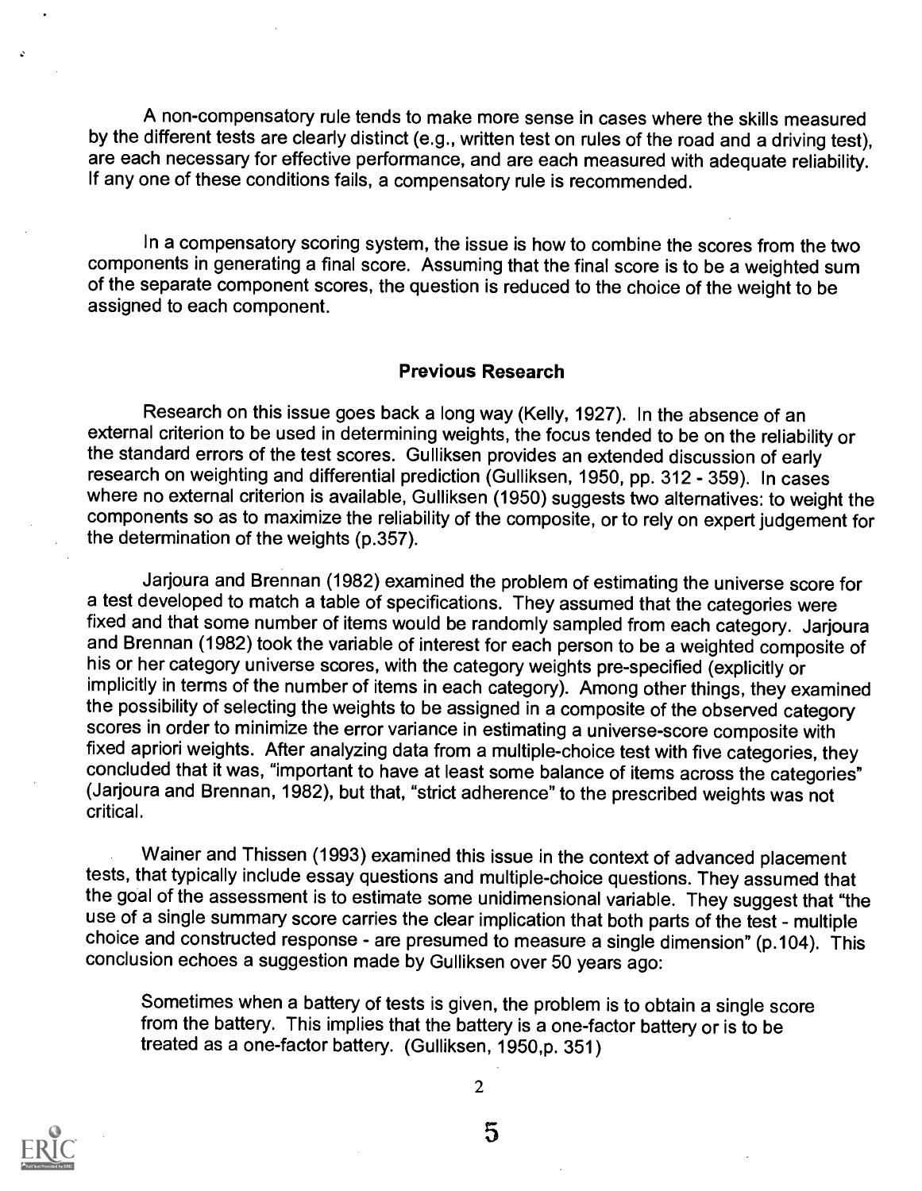A non-compensatory rule tends to make more sense in cases where the skills measured by the different tests are clearly distinct (e.g., written test on rules of the road and a driving test), are each necessary for effective performance, and are each measured with adequate reliability. If any one of these conditions fails, a compensatory rule is recommended.

In a compensatory scoring system, the issue is how to combine the scores from the two components in generating a final score. Assuming that the final score is to be a weighted sum of the separate component scores, the question is reduced to the choice of the weight to be assigned to each component.

## Previous Research

Research on this issue goes back a long way (Kelly, 1927). In the absence of an external criterion to be used in determining weights, the focus tended to be on the reliability or the standard errors of the test scores. Gulliksen provides an extended discussion of early research on weighting and differential prediction (Gulliksen, 1950, pp. 312 - 359). In cases where no external criterion is available, Gulliksen (1950) suggests two alternatives: to weight the components so as to maximize the reliability of the composite, or to rely on expert judgement for the determination of the weights (p.357).

Jarjoura and Brennan (1982) examined the problem of estimating the universe score for a test developed to match a table of specifications. They assumed that the categories were fixed and that some number of items would be randomly sampled from each category. Jarjoura and Brennan (1982) took the variable of interest for each person to be a weighted composite of his or her category universe scores, with the category weights pre-specified (explicitly or implicitly in terms of the number of items in each category). Among other things, they examined the possibility of selecting the weights to be assigned in a composite of the observed category scores in order to minimize the error variance in estimating a universe-score composite with fixed apriori weights. After analyzing data from a multiple-choice test with five categories, they concluded that it was, "important to have at least some balance of items across the categories" (Jarjoura and Brennan, 1982), but that, "strict adherence" to the prescribed weights was not critical.

Wainer and Thissen (1993) examined this issue in the context of advanced placement tests, that typically include essay questions and multiple-choice questions. They assumed that the goal of the assessment is to estimate some unidimensional variable. They suggest that "the use of a single summary score carries the clear implication that both parts of the test - multiple choice and constructed response - are presumed to measure a single dimension" (p.104). This conclusion echoes a suggestion made by Gulliksen over 50 years ago:

> Sometimes when a battery of tests is given, the problem is to obtain a single score from the battery. This implies that the battery is a one-factor battery or is to be treated as a one-factor battery. (Gulliksen, 1950,p. 351)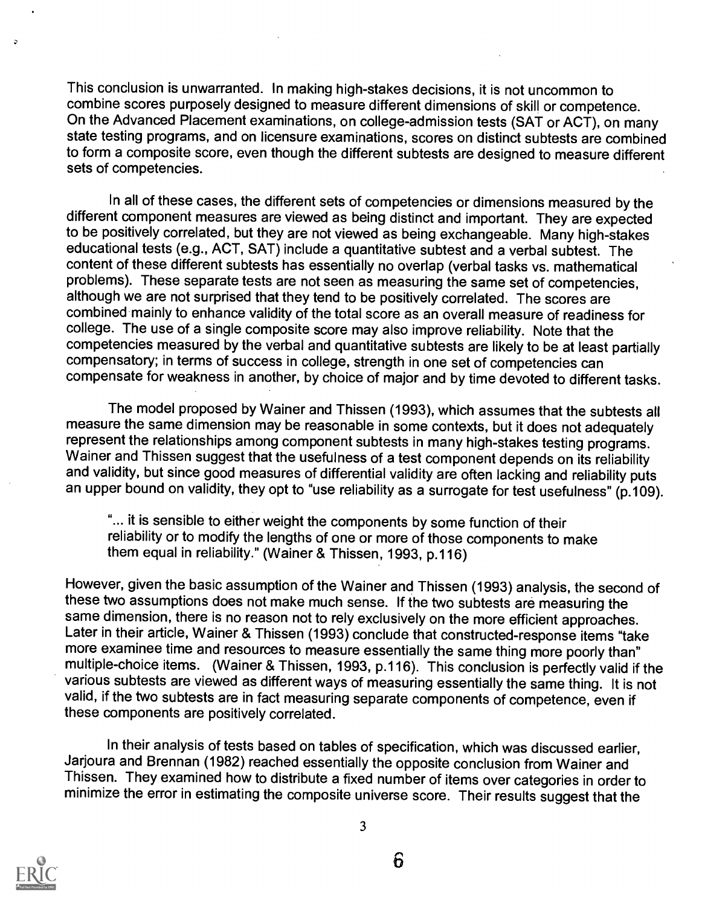This conclusion is unwarranted. In making high-stakes decisions, it is not uncommon to combine scores purposely designed to measure different dimensions of skill or competence. On the Advanced Placement examinations, on college-admission tests (SAT or ACT), on many state testing programs, and on licensure examinations, scores on distinct subtests are combined to form a composite score, even though the different subtests are designed to measure different sets of competencies.

In all of these cases, the different sets of competencies or dimensions measured by the different component measures are viewed as being distinct and important. They are expected to be positively correlated, but they are not viewed as being exchangeable. Many high-stakes educational tests (e.g., ACT, SAT) include a quantitative subtest and a verbal subtest. The content of these different subtests has essentially no overlap (verbal tasks vs. mathematical problems). These separate tests are not seen as measuring the same set of competencies, although we are not surprised that they tend to be positively correlated. The scores are combined mainly to enhance validity of the total score as an overall measure of readiness for college. The use of a single composite score may also improve reliability. Note that the competencies measured by the verbal and quantitative subtests are likely to be at least partially compensatory; in terms of success in college, strength in one set of competencies can compensate for weakness in another, by choice of major and by time devoted to different tasks.

The model proposed by Wainer and Thissen (1993), which assumes that the subtests all measure the same dimension may be reasonable in some contexts, but it does not adequately represent the relationships among component subtests in many high-stakes testing programs. Wainer and Thissen suggest that the usefulness of a test component depends on its reliability and validity, but since good measures of differential validity are often lacking and reliability puts an upper bound on validity, they opt to "use reliability as a surrogate for test usefulness" (p.109).

> "... it is sensible to either weight the components by some function of their reliability or to modify the lengths of one or more of those components to make them equal in reliability." (Wainer & Thissen, 1993, p.116)

However, given the basic assumption of the Wainer and Thissen (1993) analysis, the second of these two assumptions does not make much sense. If the two subtests are measuring the same dimension, there is no reason not to rely exclusively on the more efficient approaches. Later in their article, Wainer & Thissen (1993) conclude that constructed-response items "take more examinee time and resources to measure essentially the same thing more poorly than" multiple-choice items. (Wainer & Thissen, 1993, p.116). This conclusion is perfectly valid if the various subtests are viewed as different ways of measuring essentially the same thing. It is not valid, if the two subtests are in fact measuring separate components of competence, even if these components are positively correlated.

In their analysis of tests based on tables of specification, which was discussed earlier, Jarjoura and Brennan (1982) reached essentially the opposite conclusion from Wainer and Thissen. They examined how to distribute a fixed number of items over categories in order to minimize the error in estimating the composite universe score. Their results suggest that the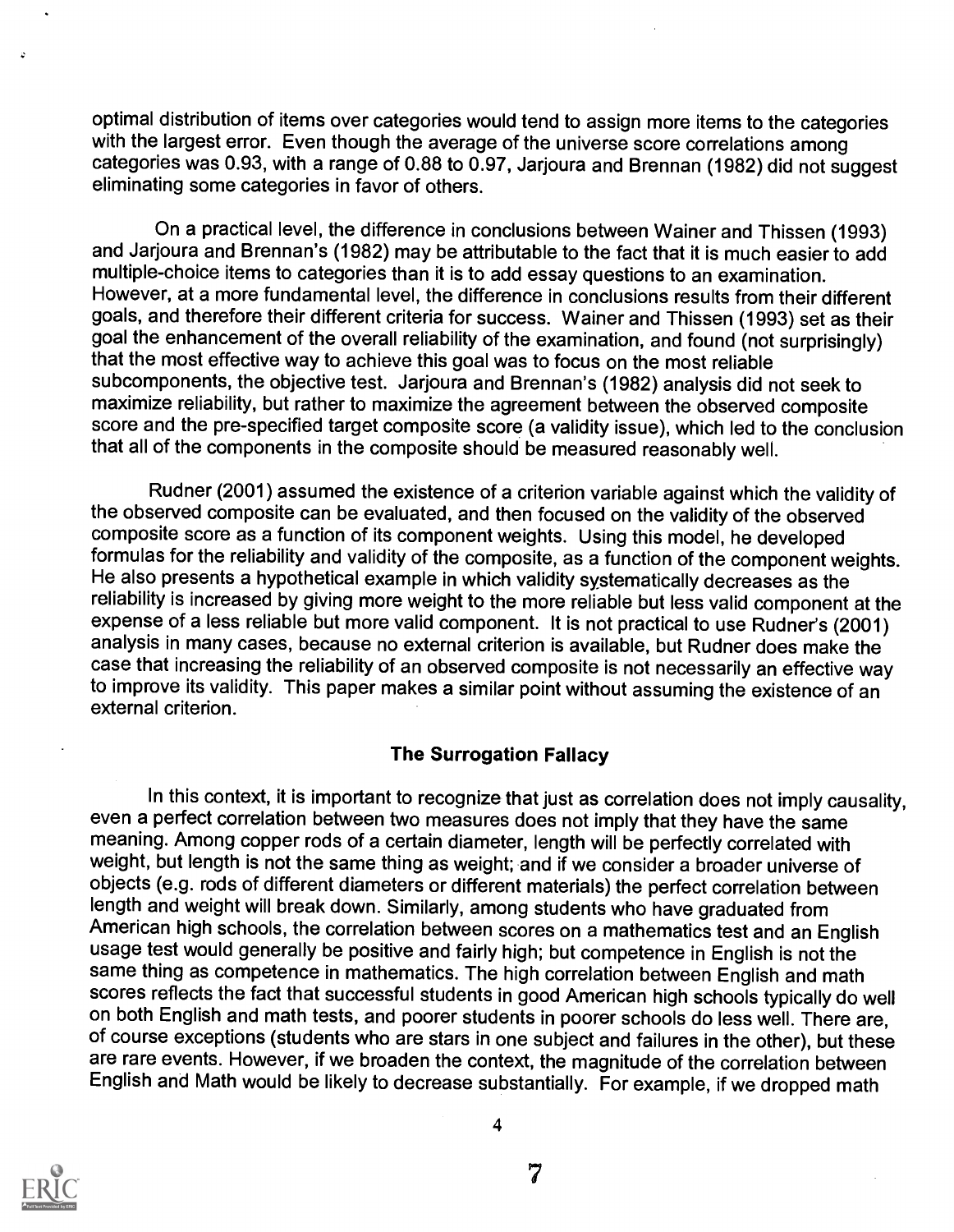optimal distribution of items over categories would tend to assign more items to the categories with the largest error. Even though the average of the universe score correlations among categories was 0.93, with a range of 0.88 to 0.97, Jarjoura and Brennan (1982) did not suggest eliminating some categories in favor of others.

On a practical level, the difference in conclusions between Wainer and Thissen (1993) and Jarjoura and Brennan's (1982) may be attributable to the fact that it is much easier to add multiple-choice items to categories than it is to add essay questions to an examination. However, at a more fundamental level, the difference in conclusions results from their different goals, and therefore their different criteria for success. Wainer and Thissen (1993) set as their goal the enhancement of the overall reliability of the examination, and found (not surprisingly) that the most effective way to achieve this goal was to focus on the most reliable subcomponents, the objective test. Jarjoura and Brennan's (1982) analysis did not seek to maximize reliability, but rather to maximize the agreement between the observed composite score and the pre-specified target composite score (a validity issue), which led to the conclusion that all of the components in the composite should be measured reasonably well.

Rudner (2001) assumed the existence of a criterion variable against which the validity of the observed composite can be evaluated, and then focused on the validity of the observed composite score as a function of its component weights. Using this model, he developed formulas for the reliability and validity of the composite, as a function of the component weights. He also presents a hypothetical example in which validity systematically decreases as the reliability is increased by giving more weight to the more reliable but less valid component at the expense of a less reliable but more valid component. It is not practical to use Rudner's (2001) analysis in many cases, because no external criterion is available, but Rudner does make the case that increasing the reliability of an observed composite is not necessarily an effective way to improve its validity. This paper makes a similar point without assuming the existence of an external criterion.

### The Surrogation Fallacy

In this context, it is important to recognize that just as correlation does not imply causality, even a perfect correlation between two measures does not imply that they have the same meaning. Among copper rods of a certain diameter, length will be perfectly correlated with weight, but length is not the same thing as weight; and if we consider a broader universe of objects (e.g. rods of different diameters or different materials) the perfect correlation between length and weight will break down. Similarly, among students who have graduated from American high schools, the correlation between scores on a mathematics test and an English usage test would generally be positive and fairly high; but competence in English is not the same thing as competence in mathematics. The high correlation between English and math scores reflects the fact that successful students in good American high schools typically do well on both English and math tests, and poorer students in poorer schools do less well. There are, of course exceptions (students who are stars in one subject and failures in the other), but these are rare events. However, if we broaden the context, the magnitude of the correlation between English and Math would be likely to decrease substantially. For example, if we dropped math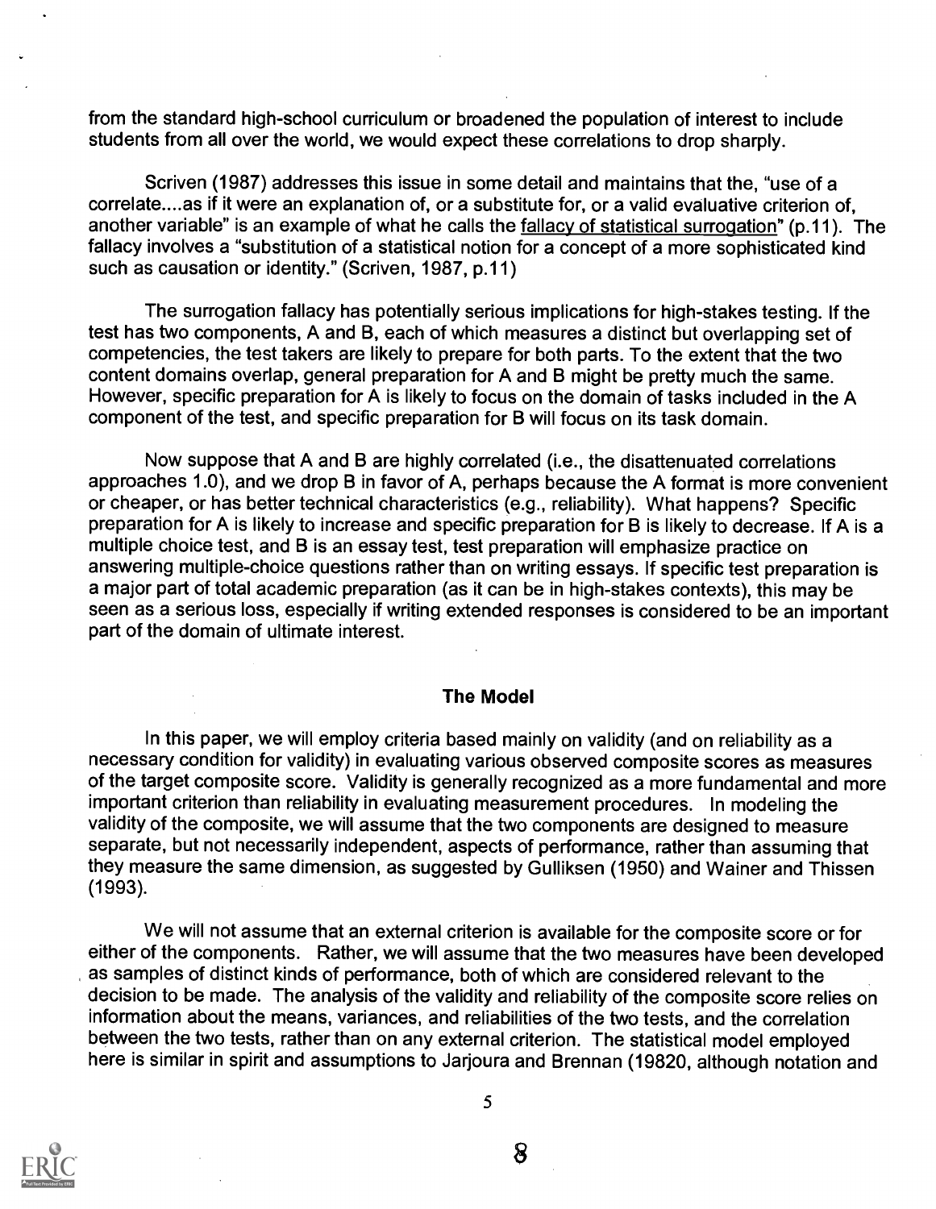from the standard high-school curriculum or broadened the population of interest to include students from all over the world, we would expect these correlations to drop sharply.

Scriven (1987) addresses this issue in some detail and maintains that the, "use of a correlate....as if it were an explanation of, or a substitute for, or a valid evaluative criterion of, another variable" is an example of what he calls the fallacy of statistical surrogation" (p.11). The fallacy involves a "substitution of a statistical notion for a concept of a more sophisticated kind such as causation or identity." (Scriven, 1987, p.11)

The surrogation fallacy has potentially serious implications for high-stakes testing. If the test has two components, A and B, each of which measures a distinct but overlapping set of competencies, the test takers are likely to prepare for both parts. To the extent that the two content domains overlap, general preparation for A and B might be pretty much the same. However, specific preparation for A is likely to focus on the domain of tasks included in the A component of the test, and specific preparation for B will focus on its task domain.

Now suppose that A and B are highly correlated (i.e., the disattenuated correlations approaches 1.0), and we drop B in favor of A, perhaps because the A format is more convenient or cheaper, or has better technical characteristics (e.g., reliability). What happens? Specific preparation for A is likely to increase and specific preparation for B is likely to decrease. If A is a multiple choice test, and B is an essay test, test preparation will emphasize practice on answering multiple-choice questions rather than on writing essays. If specific test preparation is a major part of total academic preparation (as it can be in high-stakes contexts), this may be seen as a serious loss, especially if writing extended responses is considered to be an important part of the domain of ultimate interest.

## The Model

In this paper, we will employ criteria based mainly on validity (and on reliability as a necessary condition for validity) in evaluating various observed composite scores as measures of the target composite score. Validity is generally recognized as a more fundamental and more important criterion than reliability in evaluating measurement procedures. In modeling the validity of the composite, we will assume that the two components are designed to measure separate, but not necessarily independent, aspects of performance, rather than assuming that they measure the same dimension, as suggested by Gulliksen (1950) and Wainer and Thissen (1993).

We will not assume that an external criterion is available for the composite score or for either of the components. Rather, we will assume that the two measures have been developed as samples of distinct kinds of performance, both of which are considered relevant to the decision to be made. The analysis of the validity and reliability of the composite score relies on information about the means, variances, and reliabilities of the two tests, and the correlation between the two tests, rather than on any external criterion. The statistical model employed here is similar in spirit and assumptions to Jarjoura and Brennan (19820, although notation and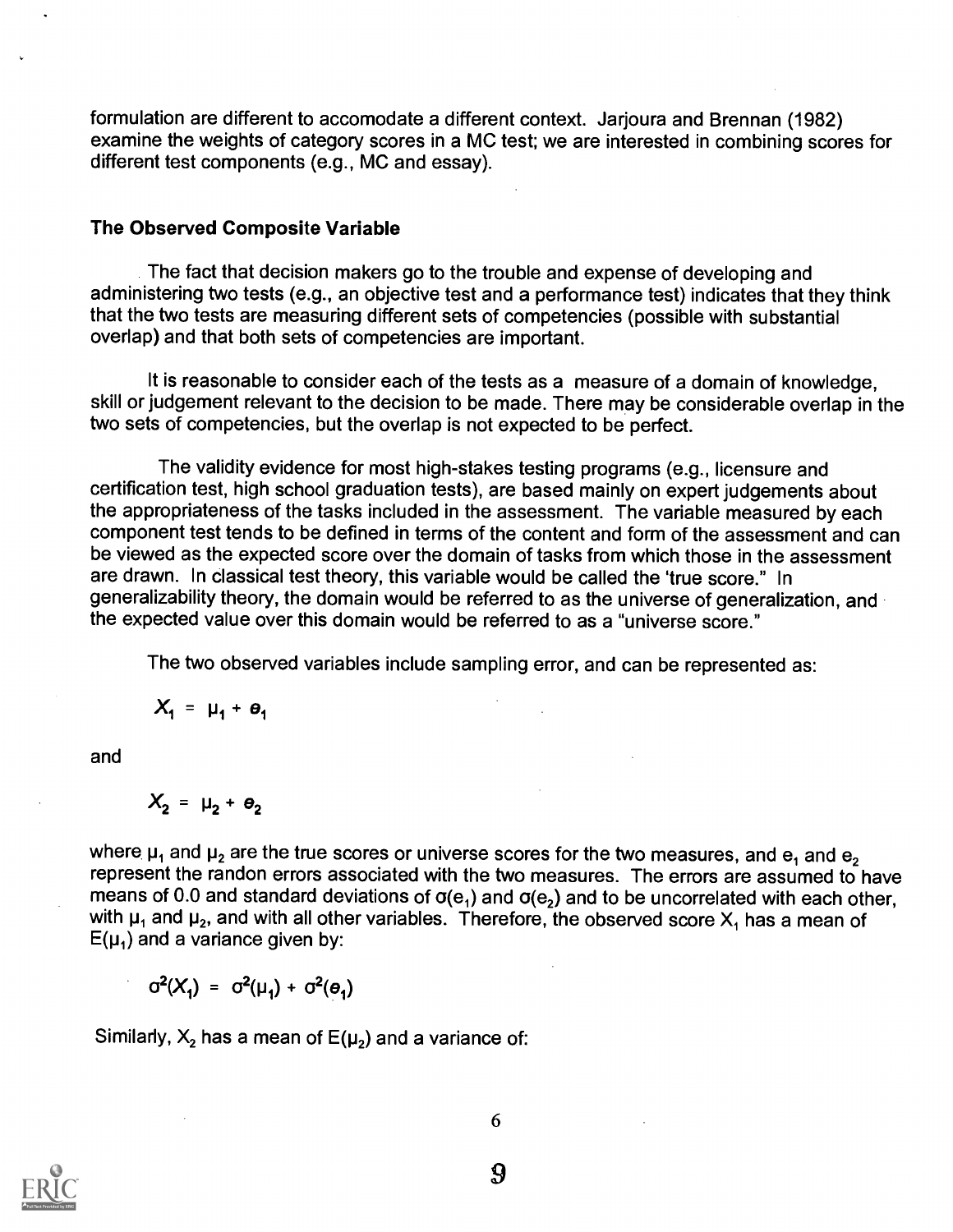formulation are different to accomodate a different context. Jarjoura and Brennan (1982) examine the weights of category scores in a MC test; we are interested in combining scores for different test components (e.g., MC and essay).

### The Observed Composite Variable

The fact that decision makers go to the trouble and expense of developing and administering two tests (e.g., an objective test and a performance test) indicates that they think that the two tests are measuring different sets of competencies (possible with substantial overlap) and that both sets of competencies are important.

It is reasonable to consider each of the tests as a measure of a domain of knowledge, skill or judgement relevant to the decision to be made. There may be considerable overlap in the two sets of competencies, but the overlap is not expected to be perfect.

The validity evidence for most high-stakes testing programs (e.g., licensure and certification test, high school graduation tests), are based mainly on expert judgements about the appropriateness of the tasks included in the assessment. The variable measured by each component test tends to be defined in terms of the content and form of the assessment and can be viewed as the expected score over the domain of tasks from which those in the assessment are drawn. In classical test theory, this variable would be called the 'true score." In generalizability theory, the domain would be referred to as the universe of generalization, and the expected value over this domain would be referred to as a "universe score."

The two observed variables include sampling error, and can be represented as:

$$X_1 = \mu_1 + e_1$$

and

$$X_2 = \mu_2 + e_2$$

where $\mu_1$ and $\mu_2$ are the true scores or universe scores for the two measures, and $e_1$ and $e_2$ represent the randon errors associated with the two measures. The errors are assumed to have means of 0.0 and standard deviations of $\sigma(e_1)$ and $\sigma(e_2)$ and to be uncorrelated with each other, with $\mu_1$ and $\mu_2$, and with all other variables. Therefore, the observed score $X_1$ has a mean of $E(\mu_1)$ and a variance given by:

$$\sigma^2(X_1) = \sigma^2(\mu_1) + \sigma^2(e_1)$$

Similarly, $X_2$ has a mean of $E(\mu_2)$ and a variance of: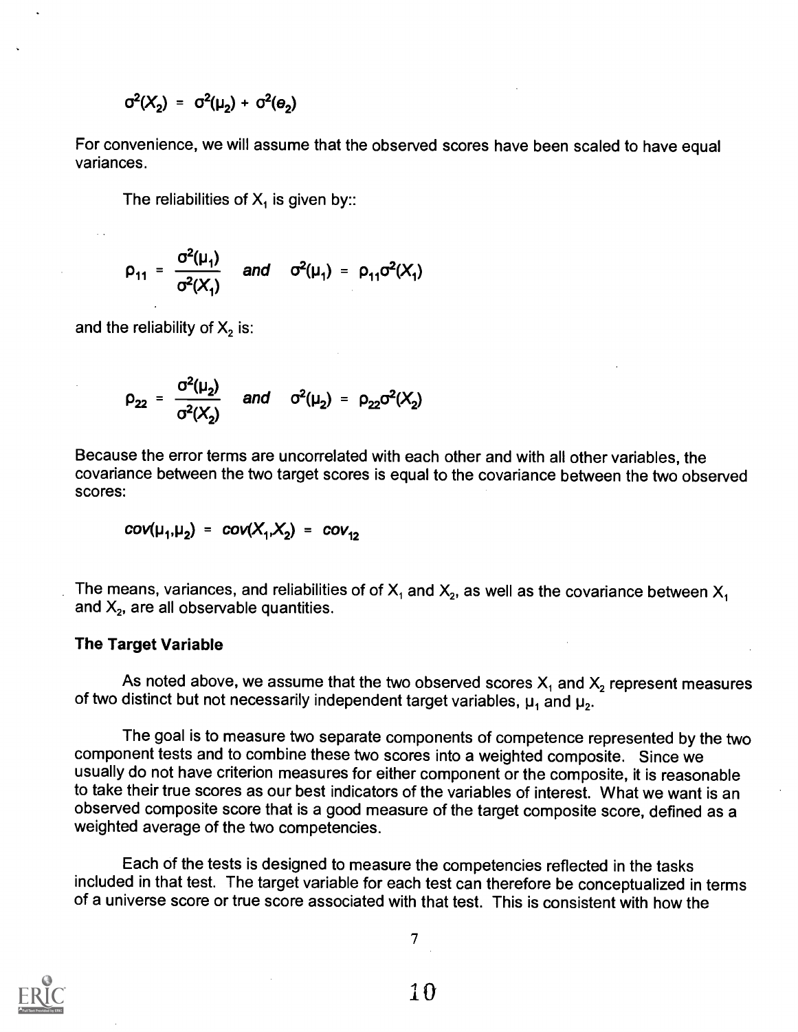$$\sigma^2(X_2) = \sigma^2(\mu_2) + \sigma^2(e_2)$$

For convenience, we will assume that the observed scores have been scaled to have equal variances.

The reliabilities of $X_1$ is given by::

$$\rho_{11} = \frac{\sigma^2(\mu_1)}{\sigma^2(X_1)} \quad and \quad \sigma^2(\mu_1) = \rho_{11}\sigma^2(X_1)$$

and the reliability of $X_2$ is:

$$\rho_{22} = \frac{\sigma^2(\mu_2)}{\sigma^2(X_2)} \quad and \quad \sigma^2(\mu_2) = \rho_{22}\sigma^2(X_2)$$

Because the error terms are uncorrelated with each other and with all other variables, the covariance between the two target scores is equal to the covariance between the two observed scores:

$$cov(\mu_1,\mu_2) = cov(X_1,X_2) = cov_{12}$$

The means, variances, and reliabilities of of $X_1$ and $X_2$, as well as the covariance between $X_1$ and $X_2$, are all observable quantities.

### The Target Variable

As noted above, we assume that the two observed scores $X_1$ and $X_2$ represent measures of two distinct but not necessarily independent target variables, $\mu_1$ and $\mu_2$.

The goal is to measure two separate components of competence represented by the two component tests and to combine these two scores into a weighted composite. Since we usually do not have criterion measures for either component or the composite, it is reasonable to take their true scores as our best indicators of the variables of interest. What we want is an observed composite score that is a good measure of the target composite score, defined as a weighted average of the two competencies.

Each of the tests is designed to measure the competencies reflected in the tasks included in that test. The target variable for each test can therefore be conceptualized in terms of a universe score or true score associated with that test. This is consistent with how the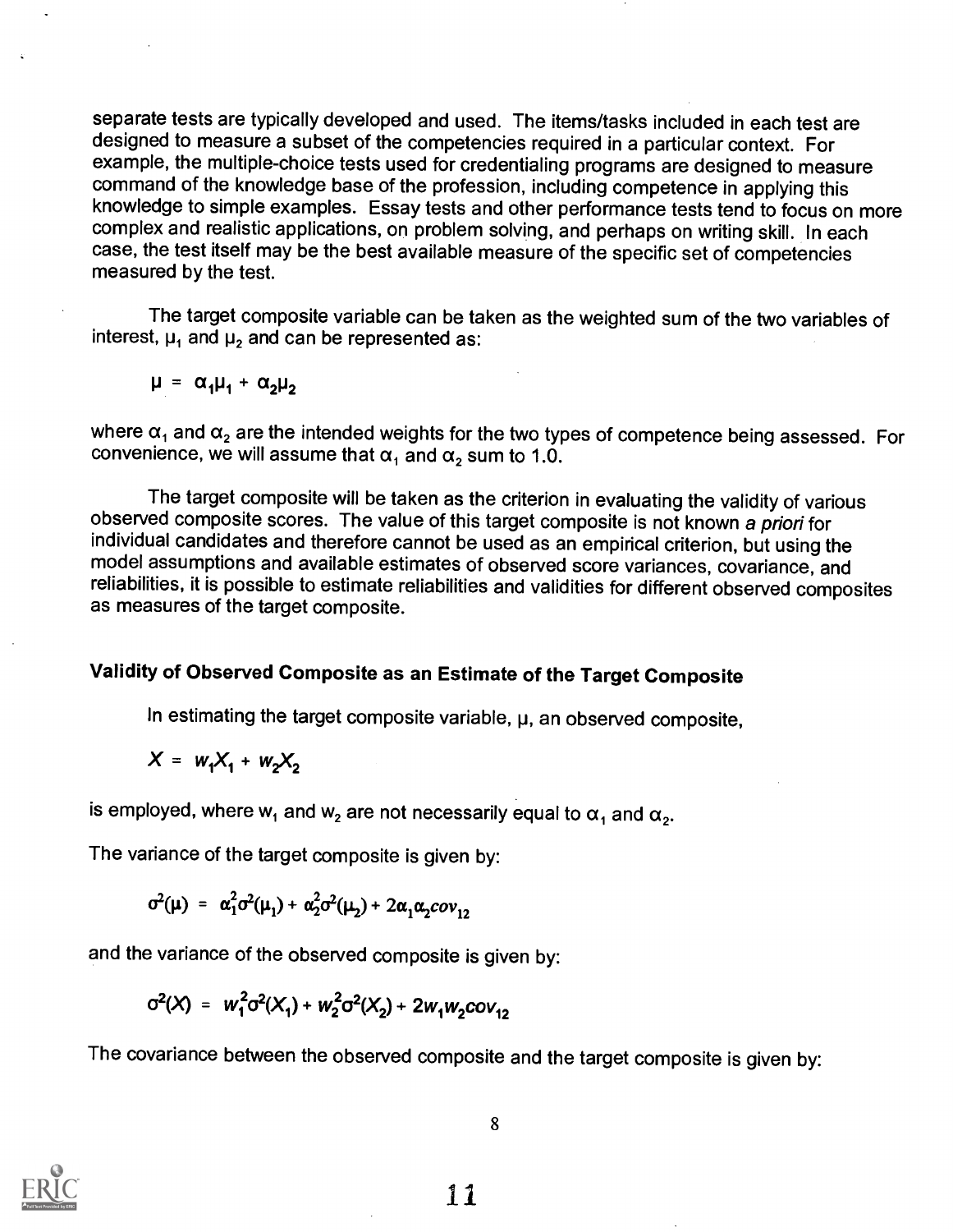separate tests are typically developed and used. The items/tasks included in each test are designed to measure a subset of the competencies required in a particular context. For example, the multiple-choice tests used for credentialing programs are designed to measure command of the knowledge base of the profession, including competence in applying this knowledge to simple examples. Essay tests and other performance tests tend to focus on more complex and realistic applications, on problem solving, and perhaps on writing skill. In each case, the test itself may be the best available measure of the specific set of competencies measured by the test.

The target composite variable can be taken as the weighted sum of the two variables of interest, $\mu_1$ and $\mu_2$ and can be represented as:

$$\mu = \alpha_1\mu_1 + \alpha_2\mu_2$$

where $\alpha_1$ and $\alpha_2$ are the intended weights for the two types of competence being assessed. For convenience, we will assume that $\alpha_1$ and $\alpha_2$ sum to 1.0.

The target composite will be taken as the criterion in evaluating the validity of various observed composite scores. The value of this target composite is not known *a priori* for individual candidates and therefore cannot be used as an empirical criterion, but using the model assumptions and available estimates of observed score variances, covariance, and reliabilities, it is possible to estimate reliabilities and validities for different observed composites as measures of the target composite.

## Validity of Observed Composite as an Estimate of the Target Composite

In estimating the target composite variable, $\mu$, an observed composite,

$$X = w_1X_1 + w_2X_2$$

is employed, where $w_1$ and $w_2$ are not necessarily equal to $\alpha_1$ and $\alpha_2$.

The variance of the target composite is given by:

$$\sigma^2(\mu) = \alpha_1^2\sigma^2(\mu_1) + \alpha_2^2\sigma^2(\mu_2) + 2\alpha_1\alpha_2 cov_{12}$$

and the variance of the observed composite is given by:

$$\sigma^2(X) = w_1^2\sigma^2(X_1) + w_2^2\sigma^2(X_2) + 2w_1w_2cov_{12}$$

The covariance between the observed composite and the target composite is given by: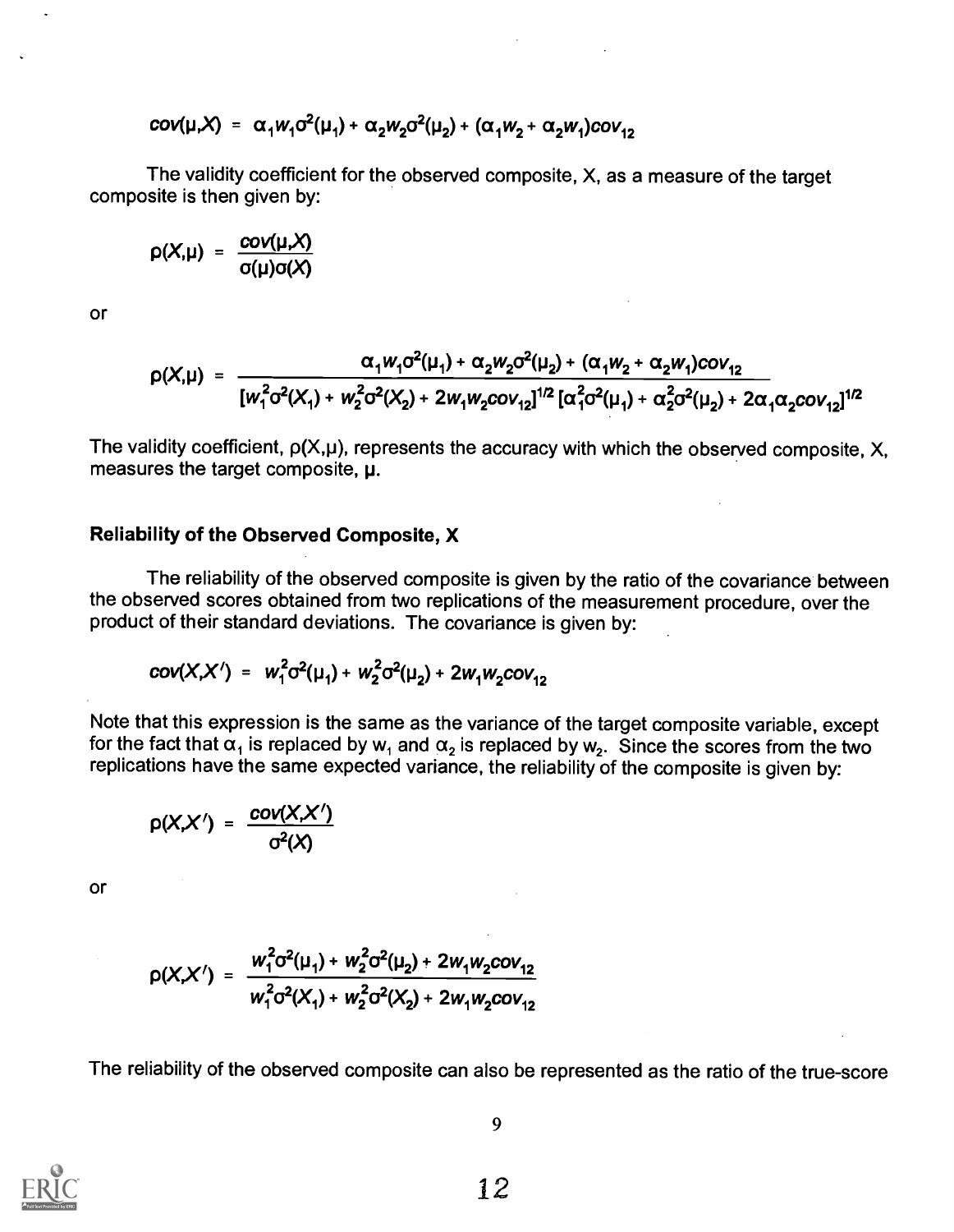$$cov(\mu,X) = \alpha_1 w_1 \sigma^2(\mu_1) + \alpha_2 w_2 \sigma^2(\mu_2) + (\alpha_1 w_2 + \alpha_2 w_1)cov_{12}$$

The validity coefficient for the observed composite, X, as a measure of the target composite is then given by:

$$\rho(X,\mu) = \frac{cov(\mu,X)}{\sigma(\mu)\sigma(X)}$$

or

$$\rho(X,\mu) = \frac{\alpha_1 w_1 \sigma^2(\mu_1) + \alpha_2 w_2 \sigma^2(\mu_2) + (\alpha_1 w_2 + \alpha_2 w_1)cov_{12}}{[w_1^2\sigma^2(X_1) + w_2^2\sigma^2(X_2) + 2w_1 w_2 cov_{12}]^{1/2}\,[\alpha_1^2\sigma^2(\mu_1) + \alpha_2^2\sigma^2(\mu_2) + 2\alpha_1\alpha_2 cov_{12}]^{1/2}}$$

The validity coefficient, $\rho(X,\mu)$, represents the accuracy with which the observed composite, X, measures the target composite, $\mu$.

### Reliability of the Observed Composite, X

The reliability of the observed composite is given by the ratio of the covariance between the observed scores obtained from two replications of the measurement procedure, over the product of their standard deviations. The covariance is given by:

$$cov(X,X') = w_1^2\sigma^2(\mu_1) + w_2^2\sigma^2(\mu_2) + 2w_1 w_2 cov_{12}$$

Note that this expression is the same as the variance of the target composite variable, except for the fact that $\alpha_1$ is replaced by $w_1$ and $\alpha_2$ is replaced by $w_2$. Since the scores from the two replications have the same expected variance, the reliability of the composite is given by:

$$\rho(X,X') = \frac{cov(X,X')}{\sigma^2(X)}$$

or

$$\rho(X,X') = \frac{w_1^2\sigma^2(\mu_1) + w_2^2\sigma^2(\mu_2) + 2w_1 w_2 cov_{12}}{w_1^2\sigma^2(X_1) + w_2^2\sigma^2(X_2) + 2w_1 w_2 cov_{12}}$$

The reliability of the observed composite can also be represented as the ratio of the true-score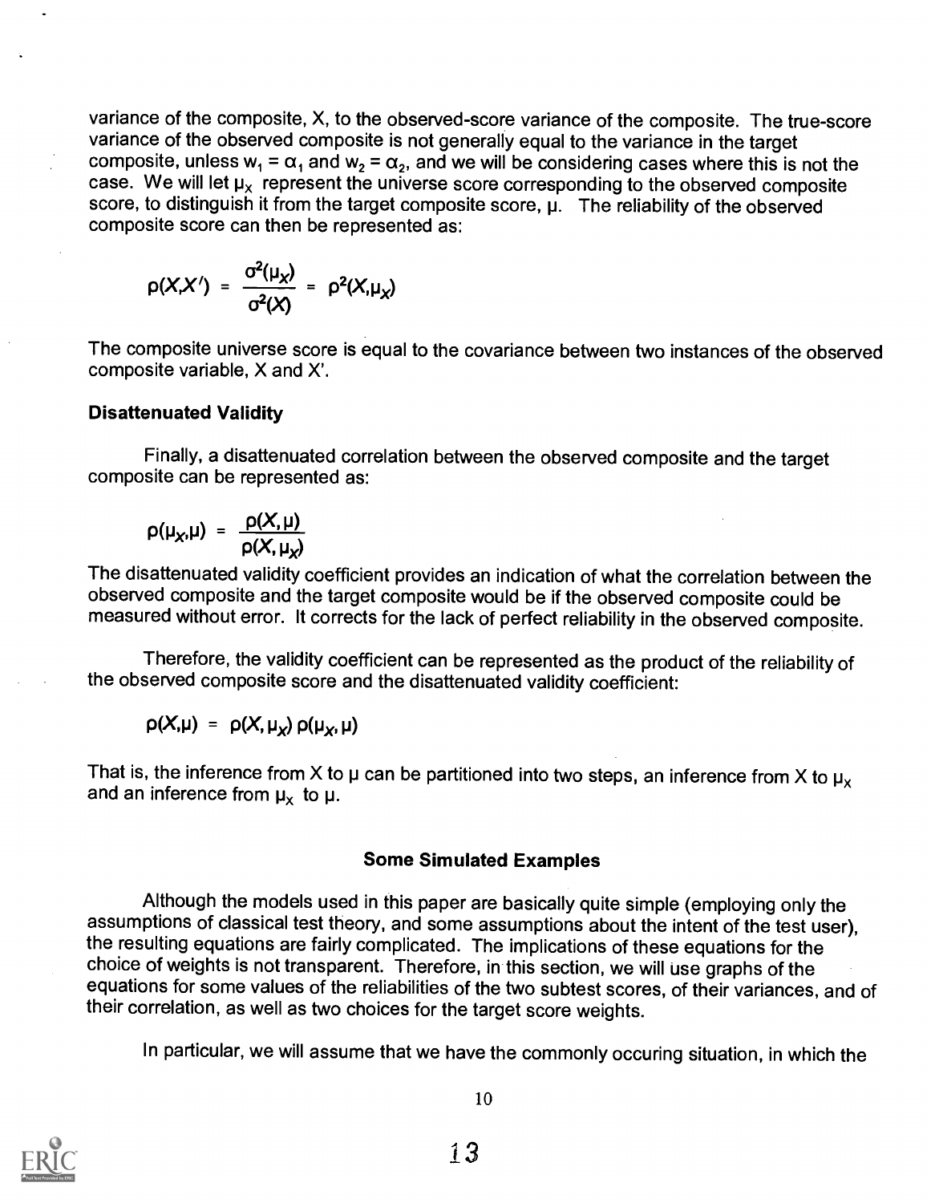variance of the composite, X, to the observed-score variance of the composite. The true-score variance of the observed composite is not generally equal to the variance in the target composite, unless $w_1 = \alpha_1$ and $w_2 = \alpha_2$, and we will be considering cases where this is not the case. We will let $\mu_X$ represent the universe score corresponding to the observed composite score, to distinguish it from the target composite score, $\mu$. The reliability of the observed composite score can then be represented as:

$$\rho(X,X') = \frac{\sigma^2(\mu_X)}{\sigma^2(X)} = \rho^2(X,\mu_X)$$

The composite universe score is equal to the covariance between two instances of the observed composite variable, X and X'.

### Disattenuated Validity

Finally, a disattenuated correlation between the observed composite and the target composite can be represented as:

$$\rho(\mu_X,\mu) = \frac{\rho(X,\mu)}{\rho(X,\mu_X)}$$

The disattenuated validity coefficient provides an indication of what the correlation between the observed composite and the target composite would be if the observed composite could be measured without error. It corrects for the lack of perfect reliability in the observed composite.

Therefore, the validity coefficient can be represented as the product of the reliability of the observed composite score and the disattenuated validity coefficient:

$$\rho(X,\mu) = \rho(X,\mu_X)\,\rho(\mu_X,\mu)$$

That is, the inference from X to $\mu$ can be partitioned into two steps, an inference from X to $\mu_X$ and an inference from $\mu_X$ to $\mu$.

## Some Simulated Examples

Although the models used in this paper are basically quite simple (employing only the assumptions of classical test theory, and some assumptions about the intent of the test user), the resulting equations are fairly complicated. The implications of these equations for the choice of weights is not transparent. Therefore, in this section, we will use graphs of the equations for some values of the reliabilities of the two subtest scores, of their variances, and of their correlation, as well as two choices for the target score weights.

In particular, we will assume that we have the commonly occuring situation, in which the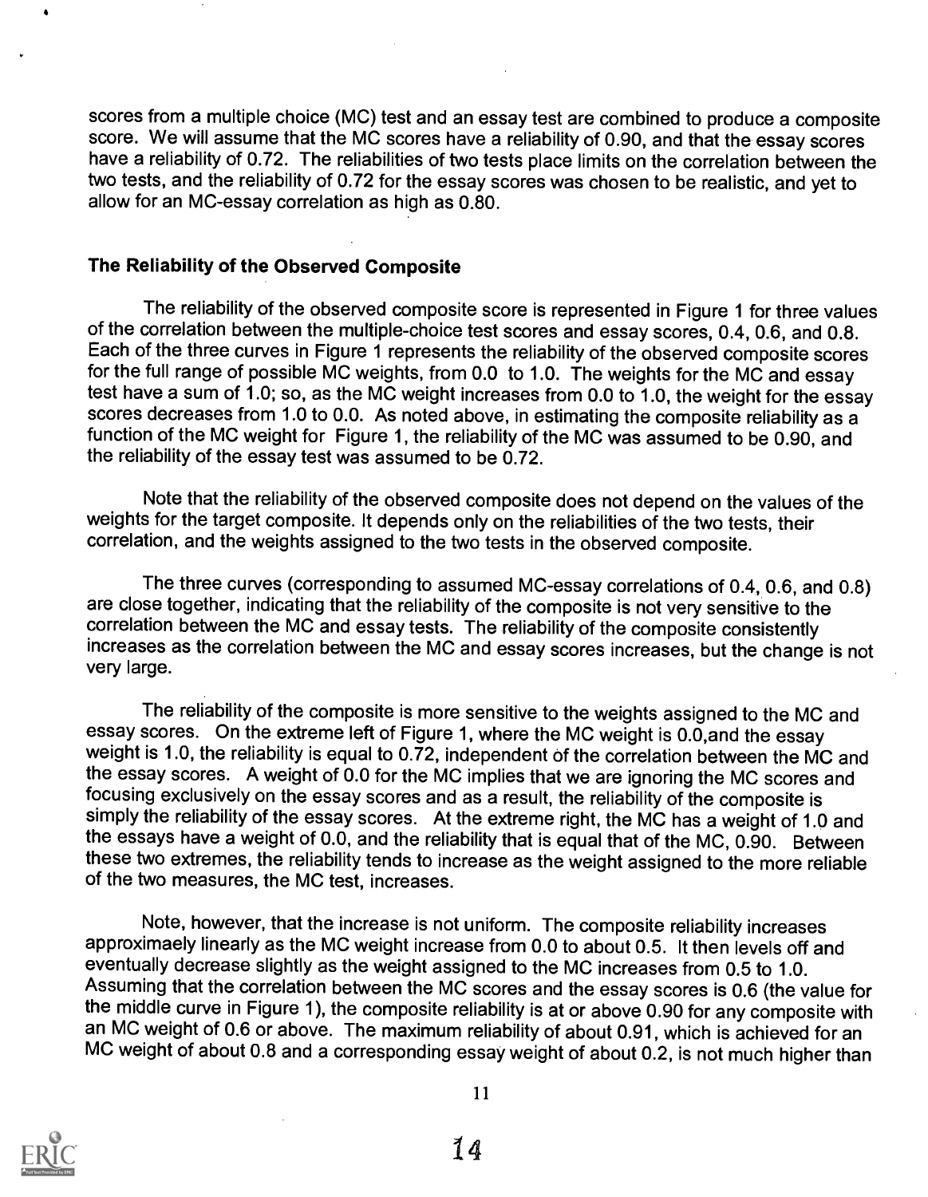scores from a multiple choice (MC) test and an essay test are combined to produce a composite score. We will assume that the MC scores have a reliability of 0.90, and that the essay scores have a reliability of 0.72. The reliabilities of two tests place limits on the correlation between the two tests, and the reliability of 0.72 for the essay scores was chosen to be realistic, and yet to allow for an MC-essay correlation as high as 0.80.

### The Reliability of the Observed Composite

The reliability of the observed composite score is represented in Figure 1 for three values of the correlation between the multiple-choice test scores and essay scores, 0.4, 0.6, and 0.8. Each of the three curves in Figure 1 represents the reliability of the observed composite scores for the full range of possible MC weights, from 0.0 to 1.0. The weights for the MC and essay test have a sum of 1.0; so, as the MC weight increases from 0.0 to 1.0, the weight for the essay scores decreases from 1.0 to 0.0. As noted above, in estimating the composite reliability as a function of the MC weight for Figure 1, the reliability of the MC was assumed to be 0.90, and the reliability of the essay test was assumed to be 0.72.

Note that the reliability of the observed composite does not depend on the values of the weights for the target composite. It depends only on the reliabilities of the two tests, their correlation, and the weights assigned to the two tests in the observed composite.

The three curves (corresponding to assumed MC-essay correlations of 0.4, 0.6, and 0.8) are close together, indicating that the reliability of the composite is not very sensitive to the correlation between the MC and essay tests. The reliability of the composite consistently increases as the correlation between the MC and essay scores increases, but the change is not very large.

The reliability of the composite is more sensitive to the weights assigned to the MC and essay scores. On the extreme left of Figure 1, where the MC weight is 0.0,and the essay weight is 1.0, the reliability is equal to 0.72, independent of the correlation between the MC and the essay scores. A weight of 0.0 for the MC implies that we are ignoring the MC scores and focusing exclusively on the essay scores and as a result, the reliability of the composite is simply the reliability of the essay scores. At the extreme right, the MC has a weight of 1.0 and the essays have a weight of 0.0, and the reliability that is equal that of the MC, 0.90. Between these two extremes, the reliability tends to increase as the weight assigned to the more reliable of the two measures, the MC test, increases.

Note, however, that the increase is not uniform. The composite reliability increases approximaely linearly as the MC weight increase from 0.0 to about 0.5. It then levels off and eventually decrease slightly as the weight assigned to the MC increases from 0.5 to 1.0. Assuming that the correlation between the MC scores and the essay scores is 0.6 (the value for the middle curve in Figure 1), the composite reliability is at or above 0.90 for any composite with an MC weight of 0.6 or above. The maximum reliability of about 0.91, which is achieved for an MC weight of about 0.8 and a corresponding essay weight of about 0.2, is not much higher than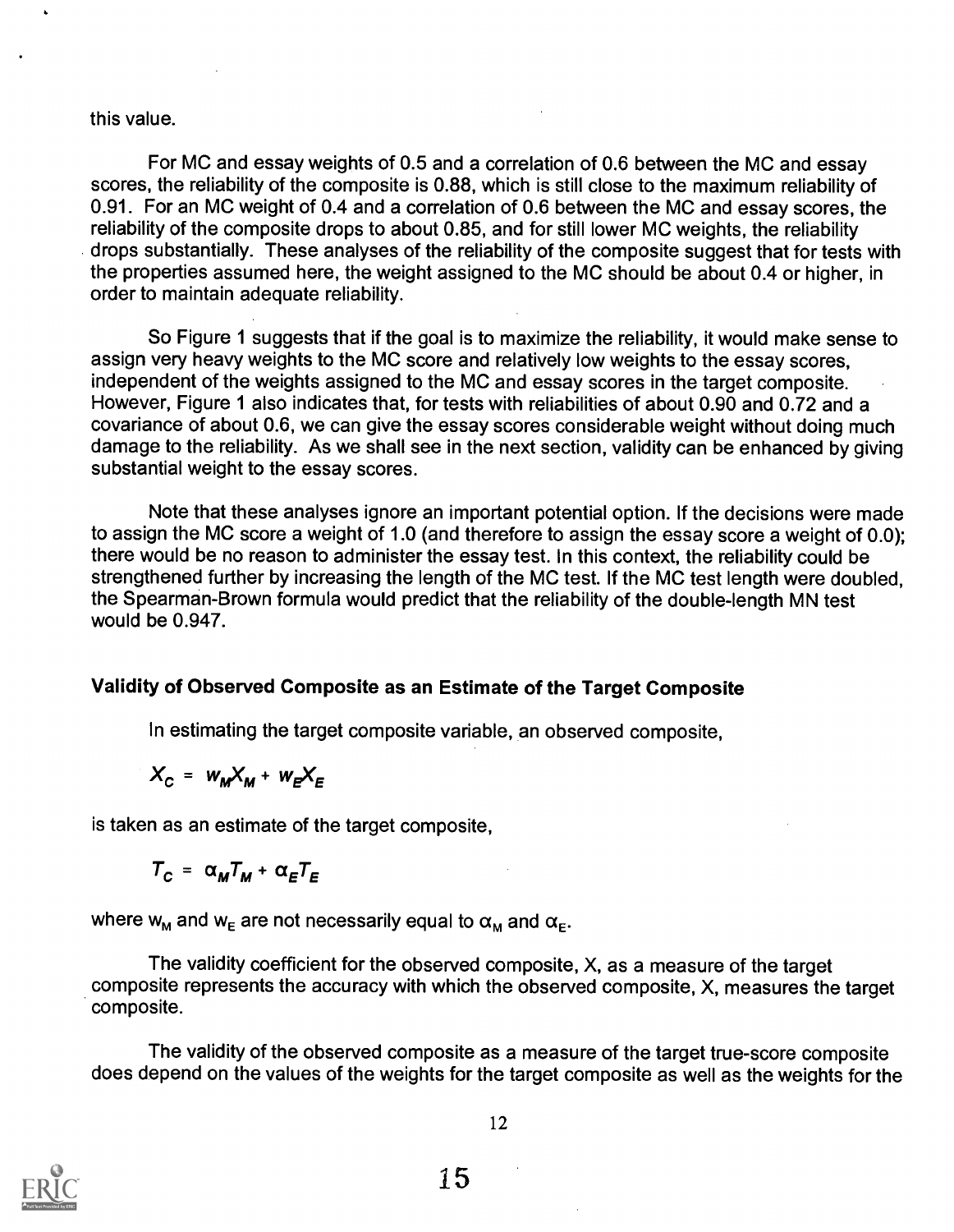this value.

For MC and essay weights of 0.5 and a correlation of 0.6 between the MC and essay scores, the reliability of the composite is 0.88, which is still close to the maximum reliability of 0.91. For an MC weight of 0.4 and a correlation of 0.6 between the MC and essay scores, the reliability of the composite drops to about 0.85, and for still lower MC weights, the reliability drops substantially. These analyses of the reliability of the composite suggest that for tests with the properties assumed here, the weight assigned to the MC should be about 0.4 or higher, in order to maintain adequate reliability.

So Figure 1 suggests that if the goal is to maximize the reliability, it would make sense to assign very heavy weights to the MC score and relatively low weights to the essay scores, independent of the weights assigned to the MC and essay scores in the target composite. However, Figure 1 also indicates that, for tests with reliabilities of about 0.90 and 0.72 and a covariance of about 0.6, we can give the essay scores considerable weight without doing much damage to the reliability. As we shall see in the next section, validity can be enhanced by giving substantial weight to the essay scores.

Note that these analyses ignore an important potential option. If the decisions were made to assign the MC score a weight of 1.0 (and therefore to assign the essay score a weight of 0.0); there would be no reason to administer the essay test. In this context, the reliability could be strengthened further by increasing the length of the MC test. If the MC test length were doubled, the Spearman-Brown formula would predict that the reliability of the double-length MN test would be 0.947.

### Validity of Observed Composite as an Estimate of the Target Composite

In estimating the target composite variable, an observed composite,

$$X_C = w_M X_M + w_E X_E$$

is taken as an estimate of the target composite,

$$T_C = \alpha_M T_M + \alpha_E T_E$$

where $w_M$ and $w_E$ are not necessarily equal to $\alpha_M$ and $\alpha_E$.

The validity coefficient for the observed composite, X, as a measure of the target composite represents the accuracy with which the observed composite, X, measures the target composite.

The validity of the observed composite as a measure of the target true-score composite does depend on the values of the weights for the target composite as well as the weights for the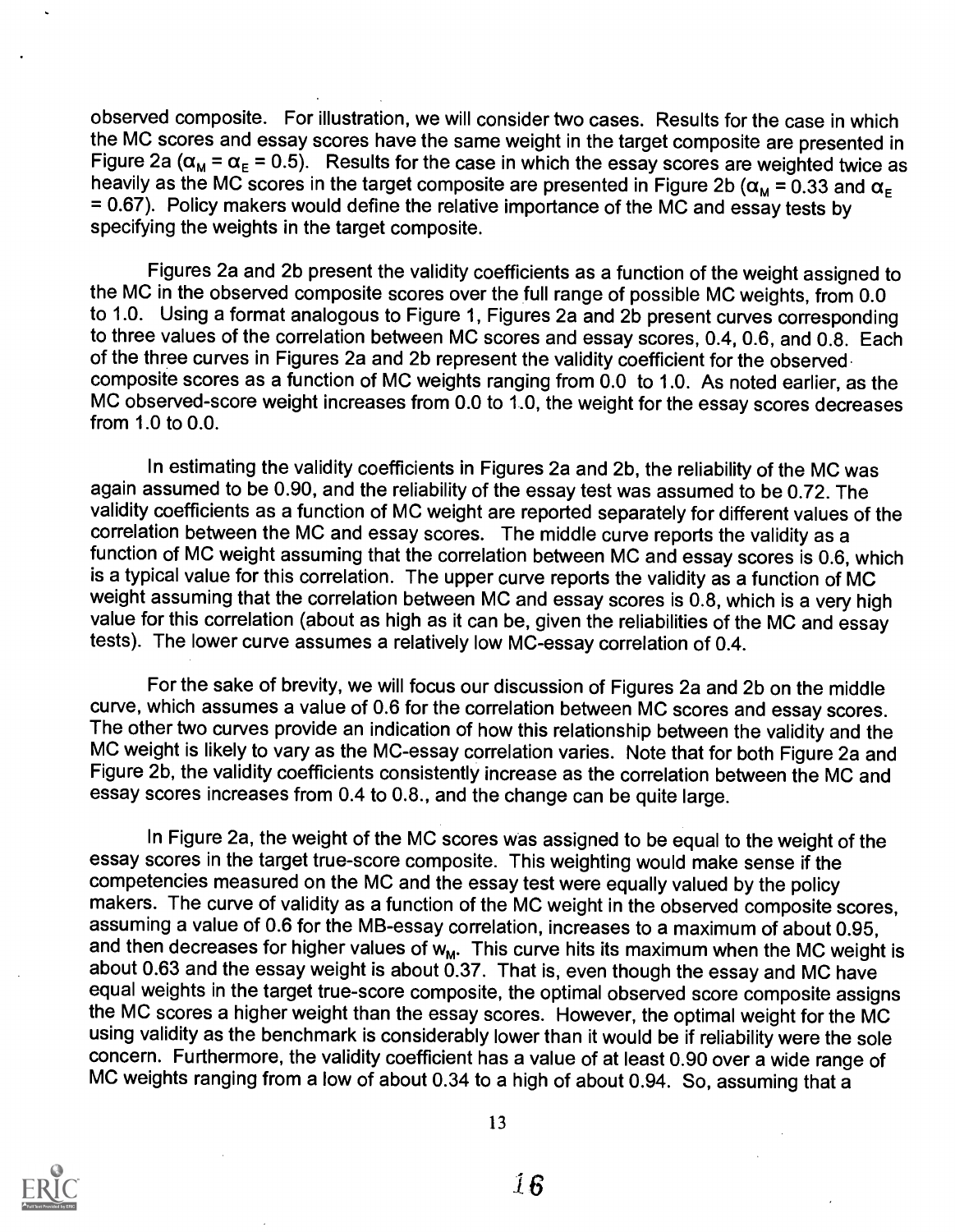observed composite. For illustration, we will consider two cases. Results for the case in which the MC scores and essay scores have the same weight in the target composite are presented in Figure 2a ($\alpha_M = \alpha_E = 0.5$). Results for the case in which the essay scores are weighted twice as heavily as the MC scores in the target composite are presented in Figure 2b ($\alpha_M = 0.33$ and $\alpha_E = 0.67$). Policy makers would define the relative importance of the MC and essay tests by specifying the weights in the target composite.

Figures 2a and 2b present the validity coefficients as a function of the weight assigned to the MC in the observed composite scores over the full range of possible MC weights, from 0.0 to 1.0. Using a format analogous to Figure 1, Figures 2a and 2b present curves corresponding to three values of the correlation between MC scores and essay scores, 0.4, 0.6, and 0.8. Each of the three curves in Figures 2a and 2b represent the validity coefficient for the observed composite scores as a function of MC weights ranging from 0.0 to 1.0. As noted earlier, as the MC observed-score weight increases from 0.0 to 1.0, the weight for the essay scores decreases from 1.0 to 0.0.

In estimating the validity coefficients in Figures 2a and 2b, the reliability of the MC was again assumed to be 0.90, and the reliability of the essay test was assumed to be 0.72. The validity coefficients as a function of MC weight are reported separately for different values of the correlation between the MC and essay scores. The middle curve reports the validity as a function of MC weight assuming that the correlation between MC and essay scores is 0.6, which is a typical value for this correlation. The upper curve reports the validity as a function of MC weight assuming that the correlation between MC and essay scores is 0.8, which is a very high value for this correlation (about as high as it can be, given the reliabilities of the MC and essay tests). The lower curve assumes a relatively low MC-essay correlation of 0.4.

For the sake of brevity, we will focus our discussion of Figures 2a and 2b on the middle curve, which assumes a value of 0.6 for the correlation between MC scores and essay scores. The other two curves provide an indication of how this relationship between the validity and the MC weight is likely to vary as the MC-essay correlation varies. Note that for both Figure 2a and Figure 2b, the validity coefficients consistently increase as the correlation between the MC and essay scores increases from 0.4 to 0.8., and the change can be quite large.

In Figure 2a, the weight of the MC scores was assigned to be equal to the weight of the essay scores in the target true-score composite. This weighting would make sense if the competencies measured on the MC and the essay test were equally valued by the policy makers. The curve of validity as a function of the MC weight in the observed composite scores, assuming a value of 0.6 for the MB-essay correlation, increases to a maximum of about 0.95, and then decreases for higher values of $w_M$. This curve hits its maximum when the MC weight is about 0.63 and the essay weight is about 0.37. That is, even though the essay and MC have equal weights in the target true-score composite, the optimal observed score composite assigns the MC scores a higher weight than the essay scores. However, the optimal weight for the MC using validity as the benchmark is considerably lower than it would be if reliability were the sole concern. Furthermore, the validity coefficient has a value of at least 0.90 over a wide range of MC weights ranging from a low of about 0.34 to a high of about 0.94. So, assuming that a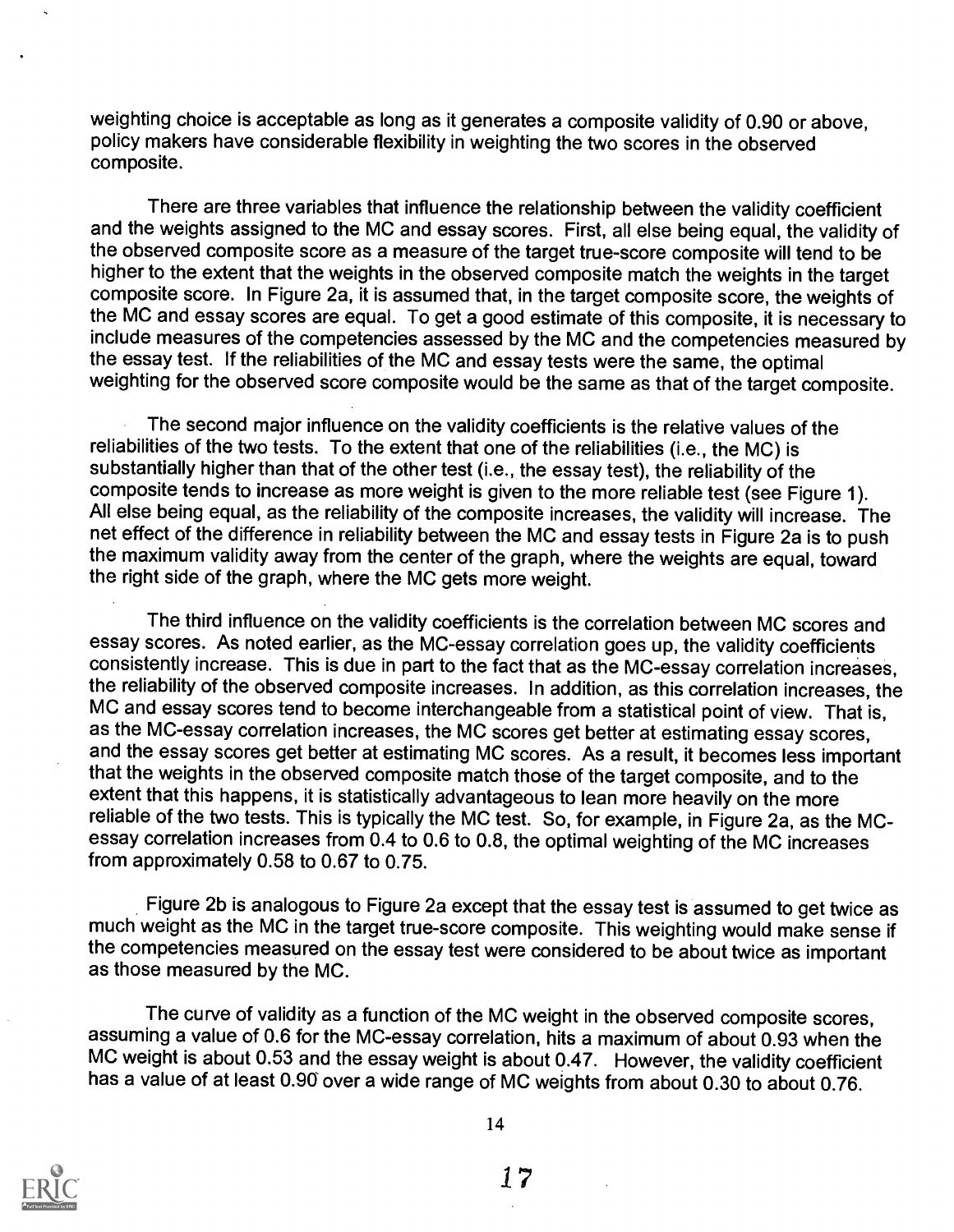weighting choice is acceptable as long as it generates a composite validity of 0.90 or above, policy makers have considerable flexibility in weighting the two scores in the observed composite.

There are three variables that influence the relationship between the validity coefficient and the weights assigned to the MC and essay scores. First, all else being equal, the validity of the observed composite score as a measure of the target true-score composite will tend to be higher to the extent that the weights in the observed composite match the weights in the target composite score. In Figure 2a, it is assumed that, in the target composite score, the weights of the MC and essay scores are equal. To get a good estimate of this composite, it is necessary to include measures of the competencies assessed by the MC and the competencies measured by the essay test. If the reliabilities of the MC and essay tests were the same, the optimal weighting for the observed score composite would be the same as that of the target composite.

The second major influence on the validity coefficients is the relative values of the reliabilities of the two tests. To the extent that one of the reliabilities (i.e., the MC) is substantially higher than that of the other test (i.e., the essay test), the reliability of the composite tends to increase as more weight is given to the more reliable test (see Figure 1). All else being equal, as the reliability of the composite increases, the validity will increase. The net effect of the difference in reliability between the MC and essay tests in Figure 2a is to push the maximum validity away from the center of the graph, where the weights are equal, toward the right side of the graph, where the MC gets more weight.

The third influence on the validity coefficients is the correlation between MC scores and essay scores. As noted earlier, as the MC-essay correlation goes up, the validity coefficients consistently increase. This is due in part to the fact that as the MC-essay correlation increases, the reliability of the observed composite increases. In addition, as this correlation increases, the MC and essay scores tend to become interchangeable from a statistical point of view. That is, as the MC-essay correlation increases, the MC scores get better at estimating essay scores, and the essay scores get better at estimating MC scores. As a result, it becomes less important that the weights in the observed composite match those of the target composite, and to the extent that this happens, it is statistically advantageous to lean more heavily on the more reliable of the two tests. This is typically the MC test. So, for example, in Figure 2a, as the MC-essay correlation increases from 0.4 to 0.6 to 0.8, the optimal weighting of the MC increases from approximately 0.58 to 0.67 to 0.75.

Figure 2b is analogous to Figure 2a except that the essay test is assumed to get twice as much weight as the MC in the target true-score composite. This weighting would make sense if the competencies measured on the essay test were considered to be about twice as important as those measured by the MC.

The curve of validity as a function of the MC weight in the observed composite scores, assuming a value of 0.6 for the MC-essay correlation, hits a maximum of about 0.93 when the MC weight is about 0.53 and the essay weight is about 0.47. However, the validity coefficient has a value of at least 0.90 over a wide range of MC weights from about 0.30 to about 0.76.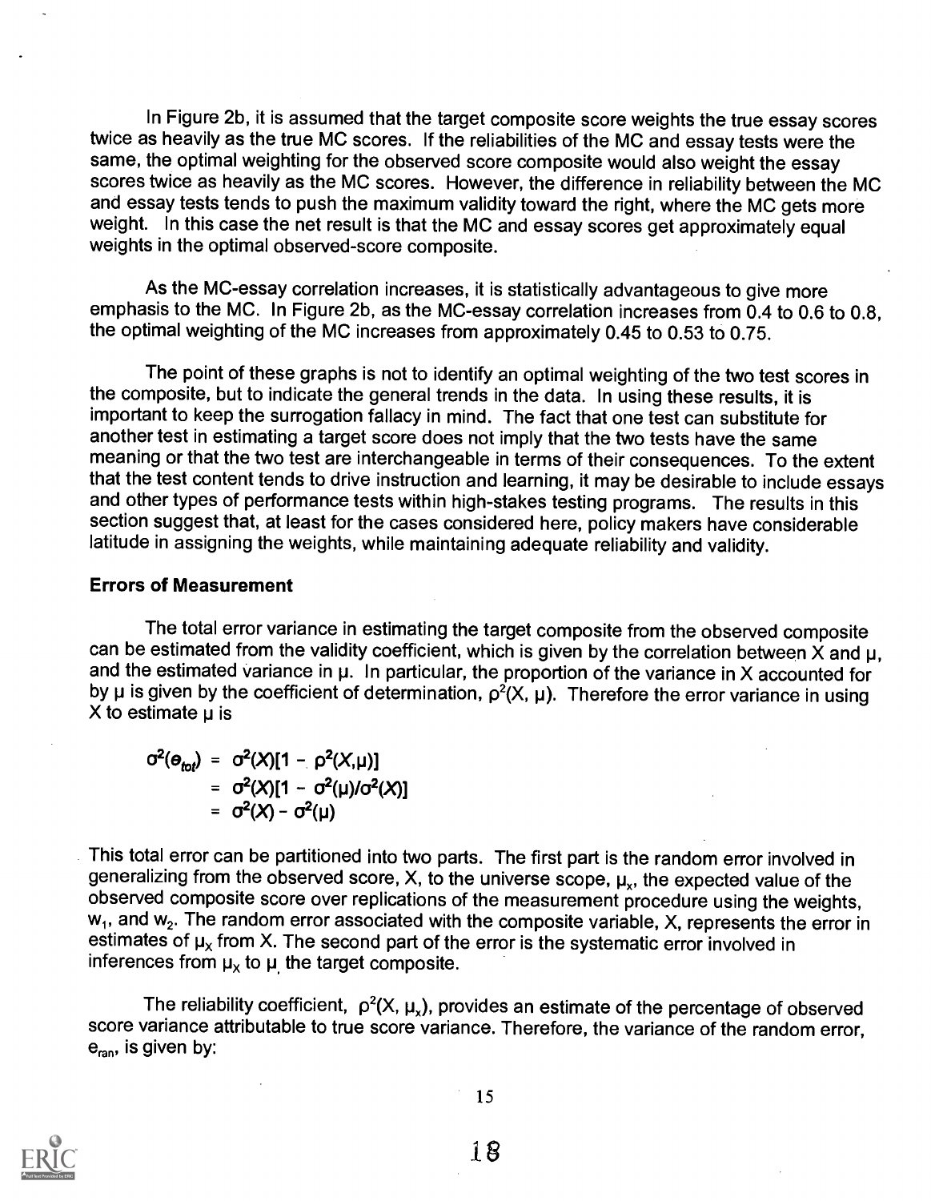In Figure 2b, it is assumed that the target composite score weights the true essay scores twice as heavily as the true MC scores. If the reliabilities of the MC and essay tests were the same, the optimal weighting for the observed score composite would also weight the essay scores twice as heavily as the MC scores. However, the difference in reliability between the MC and essay tests tends to push the maximum validity toward the right, where the MC gets more weight. In this case the net result is that the MC and essay scores get approximately equal weights in the optimal observed-score composite.

As the MC-essay correlation increases, it is statistically advantageous to give more emphasis to the MC. In Figure 2b, as the MC-essay correlation increases from 0.4 to 0.6 to 0.8, the optimal weighting of the MC increases from approximately 0.45 to 0.53 to 0.75.

The point of these graphs is not to identify an optimal weighting of the two test scores in the composite, but to indicate the general trends in the data. In using these results, it is important to keep the surrogation fallacy in mind. The fact that one test can substitute for another test in estimating a target score does not imply that the two tests have the same meaning or that the two test are interchangeable in terms of their consequences. To the extent that the test content tends to drive instruction and learning, it may be desirable to include essays and other types of performance tests within high-stakes testing programs. The results in this section suggest that, at least for the cases considered here, policy makers have considerable latitude in assigning the weights, while maintaining adequate reliability and validity.

**Errors of Measurement**

The total error variance in estimating the target composite from the observed composite can be estimated from the validity coefficient, which is given by the correlation between X and $\mu$, and the estimated variance in $\mu$. In particular, the proportion of the variance in X accounted for by $\mu$ is given by the coefficient of determination, $\rho^2(X, \mu)$. Therefore the error variance in using X to estimate $\mu$ is

$$
\begin{aligned}
\sigma^2(e_{tot}) &= \sigma^2(X)[1 - \rho^2(X,\mu)] \\
&= \sigma^2(X)[1 - \sigma^2(\mu)/\sigma^2(X)] \\
&= \sigma^2(X) - \sigma^2(\mu)
\end{aligned}
$$

This total error can be partitioned into two parts. The first part is the random error involved in generalizing from the observed score, X, to the universe scope, $\mu_x$, the expected value of the observed composite score over replications of the measurement procedure using the weights, $w_1$, and $w_2$. The random error associated with the composite variable, X, represents the error in estimates of $\mu_x$ from X. The second part of the error is the systematic error involved in inferences from $\mu_x$ to $\mu$ the target composite.

The reliability coefficient, $\rho^2(X, \mu_x)$, provides an estimate of the percentage of observed score variance attributable to true score variance. Therefore, the variance of the random error, $e_{ran}$, is given by: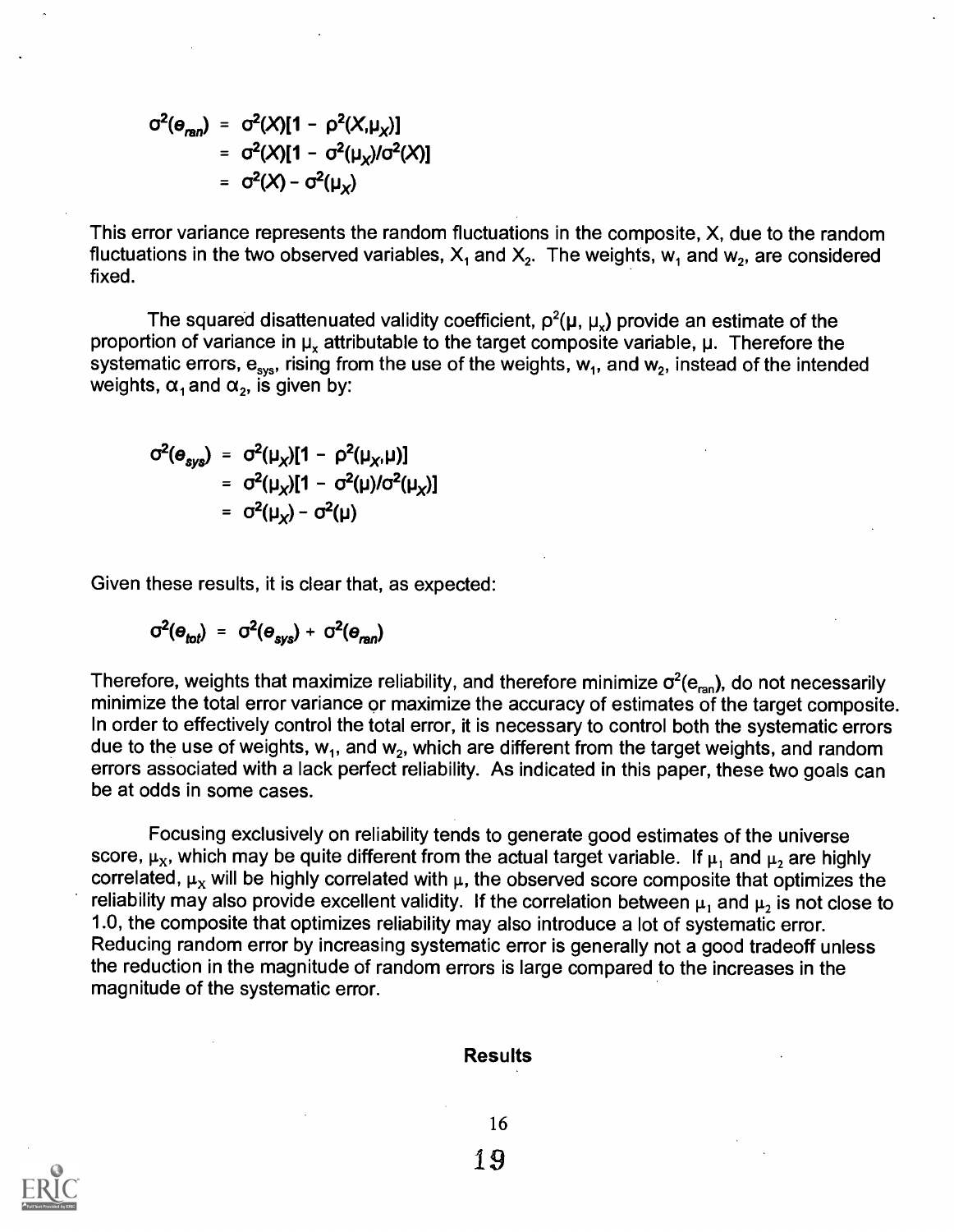$$
\begin{aligned}
\sigma^2(e_{ran}) &= \sigma^2(X)[1 - \rho^2(X,\mu_X)] \\
&= \sigma^2(X)[1 - \sigma^2(\mu_X)/\sigma^2(X)] \\
&= \sigma^2(X) - \sigma^2(\mu_X)
\end{aligned}
$$

This error variance represents the random fluctuations in the composite, X, due to the random fluctuations in the two observed variables, $X_1$ and $X_2$. The weights, $w_1$ and $w_2$, are considered fixed.

The squared disattenuated validity coefficient, $\rho^2(\mu, \mu_x)$ provide an estimate of the proportion of variance in $\mu_x$ attributable to the target composite variable, $\mu$. Therefore the systematic errors, $e_{sys}$, rising from the use of the weights, $w_1$, and $w_2$, instead of the intended weights, $\alpha_1$ and $\alpha_2$, is given by:

$$
\begin{aligned}
\sigma^2(e_{sys}) &= \sigma^2(\mu_X)[1 - \rho^2(\mu_X,\mu)] \\
&= \sigma^2(\mu_X)[1 - \sigma^2(\mu)/\sigma^2(\mu_X)] \\
&= \sigma^2(\mu_X) - \sigma^2(\mu)
\end{aligned}
$$

Given these results, it is clear that, as expected:

$$
\sigma^2(e_{tot}) = \sigma^2(e_{sys}) + \sigma^2(e_{ran})
$$

Therefore, weights that maximize reliability, and therefore minimize $\sigma^2(e_{ran})$, do not necessarily minimize the total error variance or maximize the accuracy of estimates of the target composite. In order to effectively control the total error, it is necessary to control both the systematic errors due to the use of weights, $w_1$, and $w_2$, which are different from the target weights, and random errors associated with a lack perfect reliability. As indicated in this paper, these two goals can be at odds in some cases.

Focusing exclusively on reliability tends to generate good estimates of the universe score, $\mu_X$, which may be quite different from the actual target variable. If $\mu_1$ and $\mu_2$ are highly correlated, $\mu_X$ will be highly correlated with $\mu$, the observed score composite that optimizes the reliability may also provide excellent validity. If the correlation between $\mu_1$ and $\mu_2$ is not close to 1.0, the composite that optimizes reliability may also introduce a lot of systematic error. Reducing random error by increasing systematic error is generally not a good tradeoff unless the reduction in the magnitude of random errors is large compared to the increases in the magnitude of the systematic error.

## Results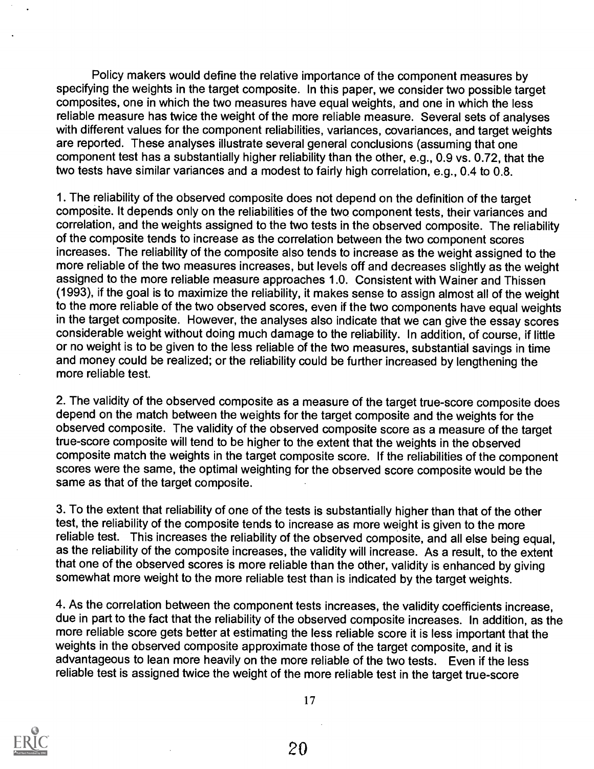Policy makers would define the relative importance of the component measures by specifying the weights in the target composite. In this paper, we consider two possible target composites, one in which the two measures have equal weights, and one in which the less reliable measure has twice the weight of the more reliable measure. Several sets of analyses with different values for the component reliabilities, variances, covariances, and target weights are reported. These analyses illustrate several general conclusions (assuming that one component test has a substantially higher reliability than the other, e.g., 0.9 vs. 0.72, that the two tests have similar variances and a modest to fairly high correlation, e.g., 0.4 to 0.8.

1. The reliability of the observed composite does not depend on the definition of the target composite. It depends only on the reliabilities of the two component tests, their variances and correlation, and the weights assigned to the two tests in the observed composite. The reliability of the composite tends to increase as the correlation between the two component scores increases. The reliability of the composite also tends to increase as the weight assigned to the more reliable of the two measures increases, but levels off and decreases slightly as the weight assigned to the more reliable measure approaches 1.0. Consistent with Wainer and Thissen (1993), if the goal is to maximize the reliability, it makes sense to assign almost all of the weight to the more reliable of the two observed scores, even if the two components have equal weights in the target composite. However, the analyses also indicate that we can give the essay scores considerable weight without doing much damage to the reliability. In addition, of course, if little or no weight is to be given to the less reliable of the two measures, substantial savings in time and money could be realized; or the reliability could be further increased by lengthening the more reliable test.

2. The validity of the observed composite as a measure of the target true-score composite does depend on the match between the weights for the target composite and the weights for the observed composite. The validity of the observed composite score as a measure of the target true-score composite will tend to be higher to the extent that the weights in the observed composite match the weights in the target composite score. If the reliabilities of the component scores were the same, the optimal weighting for the observed score composite would be the same as that of the target composite.

3. To the extent that reliability of one of the tests is substantially higher than that of the other test, the reliability of the composite tends to increase as more weight is given to the more reliable test. This increases the reliability of the observed composite, and all else being equal, as the reliability of the composite increases, the validity will increase. As a result, to the extent that one of the observed scores is more reliable than the other, validity is enhanced by giving somewhat more weight to the more reliable test than is indicated by the target weights.

4. As the correlation between the component tests increases, the validity coefficients increase, due in part to the fact that the reliability of the observed composite increases. In addition, as the more reliable score gets better at estimating the less reliable score it is less important that the weights in the observed composite approximate those of the target composite, and it is advantageous to lean more heavily on the more reliable of the two tests. Even if the less reliable test is assigned twice the weight of the more reliable test in the target true-score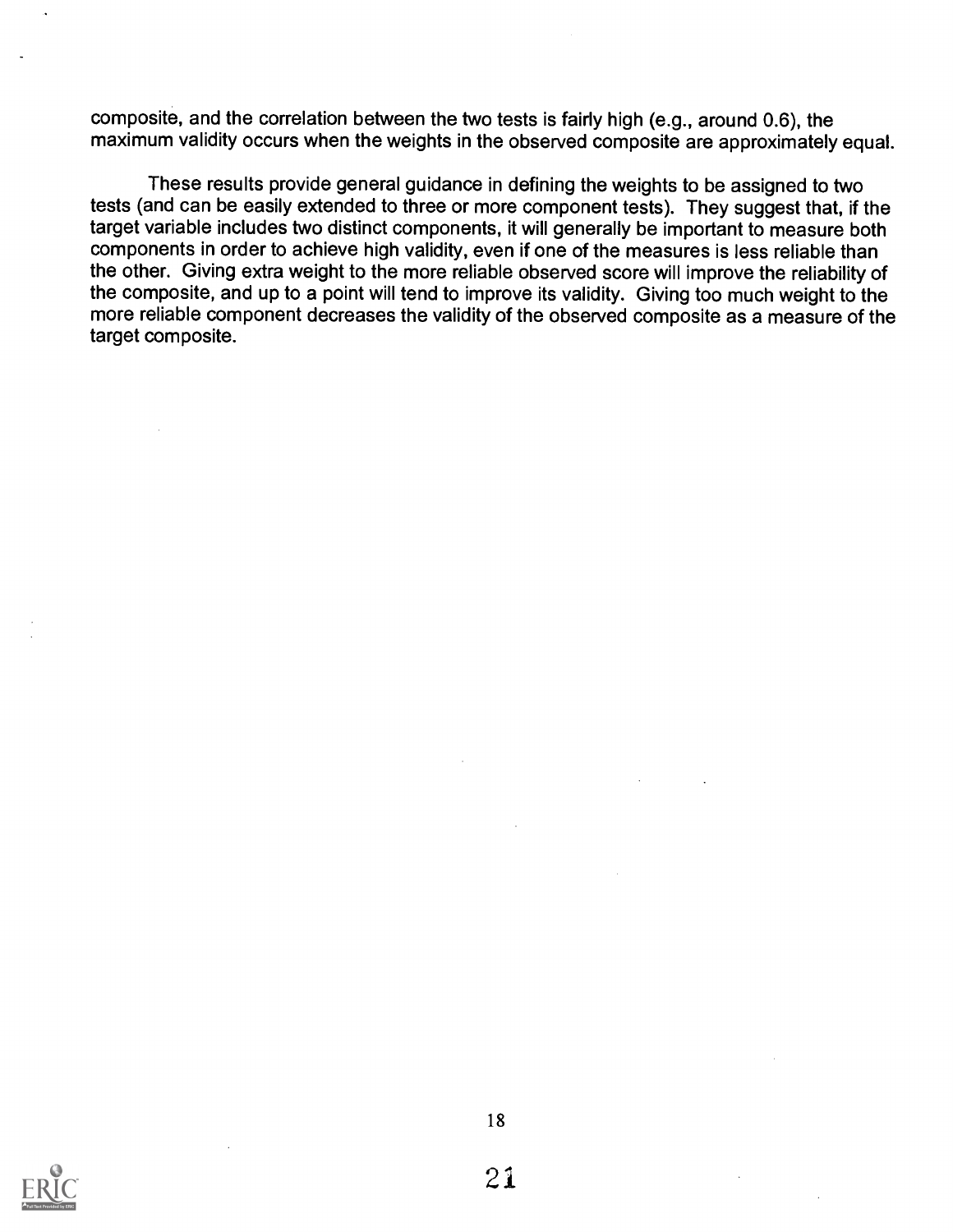composite, and the correlation between the two tests is fairly high (e.g., around 0.6), the maximum validity occurs when the weights in the observed composite are approximately equal.

These results provide general guidance in defining the weights to be assigned to two tests (and can be easily extended to three or more component tests). They suggest that, if the target variable includes two distinct components, it will generally be important to measure both components in order to achieve high validity, even if one of the measures is less reliable than the other. Giving extra weight to the more reliable observed score will improve the reliability of the composite, and up to a point will tend to improve its validity. Giving too much weight to the more reliable component decreases the validity of the observed composite as a measure of the target composite.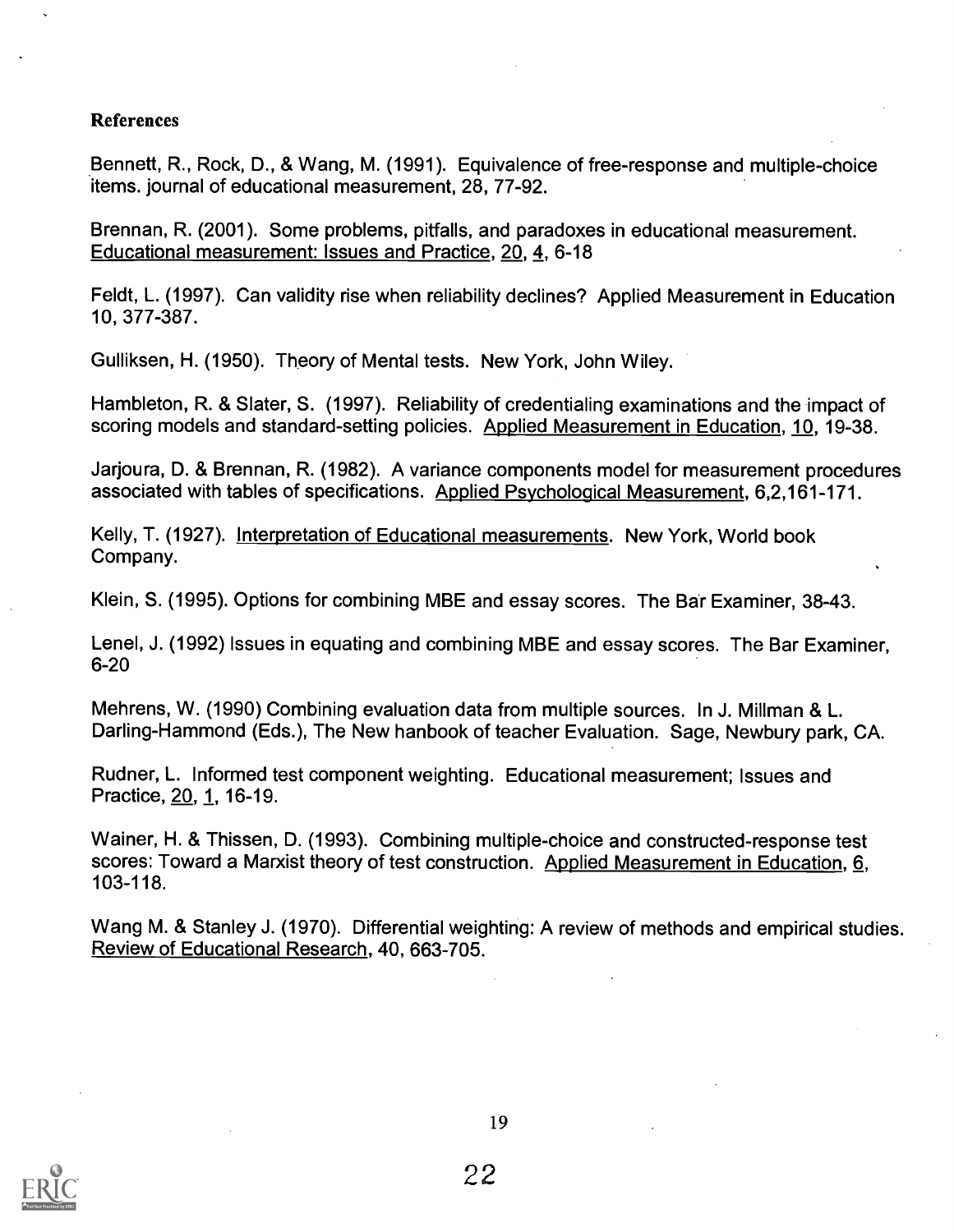**References**

Bennett, R., Rock, D., & Wang, M. (1991). Equivalence of free-response and multiple-choice items. journal of educational measurement, 28, 77-92.

Brennan, R. (2001). Some problems, pitfalls, and paradoxes in educational measurement. Educational measurement: Issues and Practice, 20, 4, 6-18

Feldt, L. (1997). Can validity rise when reliability declines? Applied Measurement in Education 10, 377-387.

Gulliksen, H. (1950). Theory of Mental tests. New York, John Wiley.

Hambleton, R. & Slater, S. (1997). Reliability of credentialing examinations and the impact of scoring models and standard-setting policies. Applied Measurement in Education, 10, 19-38.

Jarjoura, D. & Brennan, R. (1982). A variance components model for measurement procedures associated with tables of specifications. Applied Psychological Measurement, 6,2,161-171.

Kelly, T. (1927). Interpretation of Educational measurements. New York, World book Company.

Klein, S. (1995). Options for combining MBE and essay scores. The Bar Examiner, 38-43.

Lenel, J. (1992) Issues in equating and combining MBE and essay scores. The Bar Examiner, 6-20

Mehrens, W. (1990) Combining evaluation data from multiple sources. In J. Millman & L. Darling-Hammond (Eds.), The New hanbook of teacher Evaluation. Sage, Newbury park, CA.

Rudner, L. Informed test component weighting. Educational measurement; Issues and Practice, 20, 1, 16-19.

Wainer, H. & Thissen, D. (1993). Combining multiple-choice and constructed-response test scores: Toward a Marxist theory of test construction. Applied Measurement in Education, 6, 103-118.

Wang M. & Stanley J. (1970). Differential weighting: A review of methods and empirical studies. Review of Educational Research, 40, 663-705.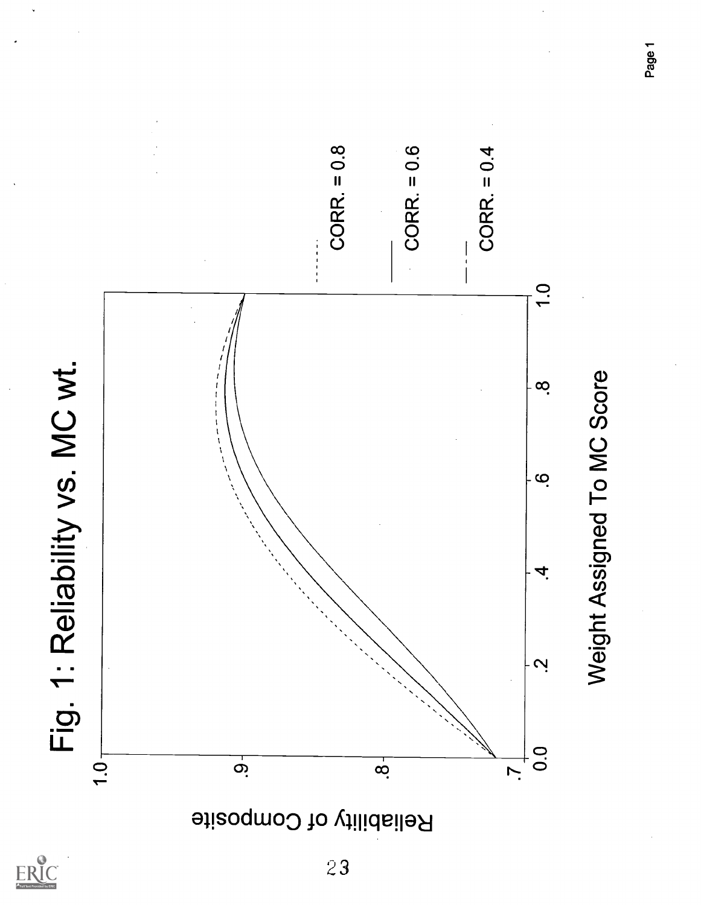# Fig. 1: Reliability vs. MC wt.

Reliability of Composite

1.0

.9

.8

.7

0.0

.2

.4

.6

.8

1.0

Weight Assigned To MC Score

CORR. = 0.8

CORR. = 0.6

CORR. = 0.4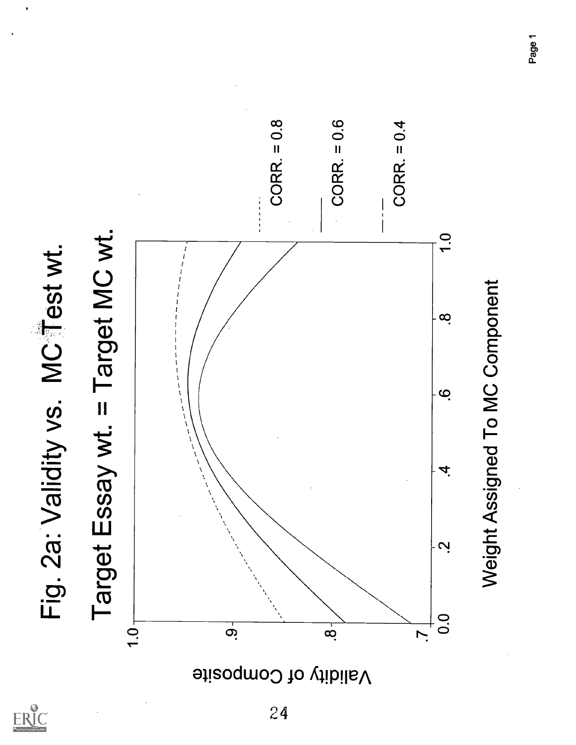# Fig. 2a: Validity vs. MC Test wt.

## Target Essay wt. = Target MC wt.

Validity of Composite

1.0

.9

.8

.7

0.0 .2 .4 .6 .8 1.0

Weight Assigned To MC Component

CORR. = 0.8

CORR. = 0.6

CORR. = 0.4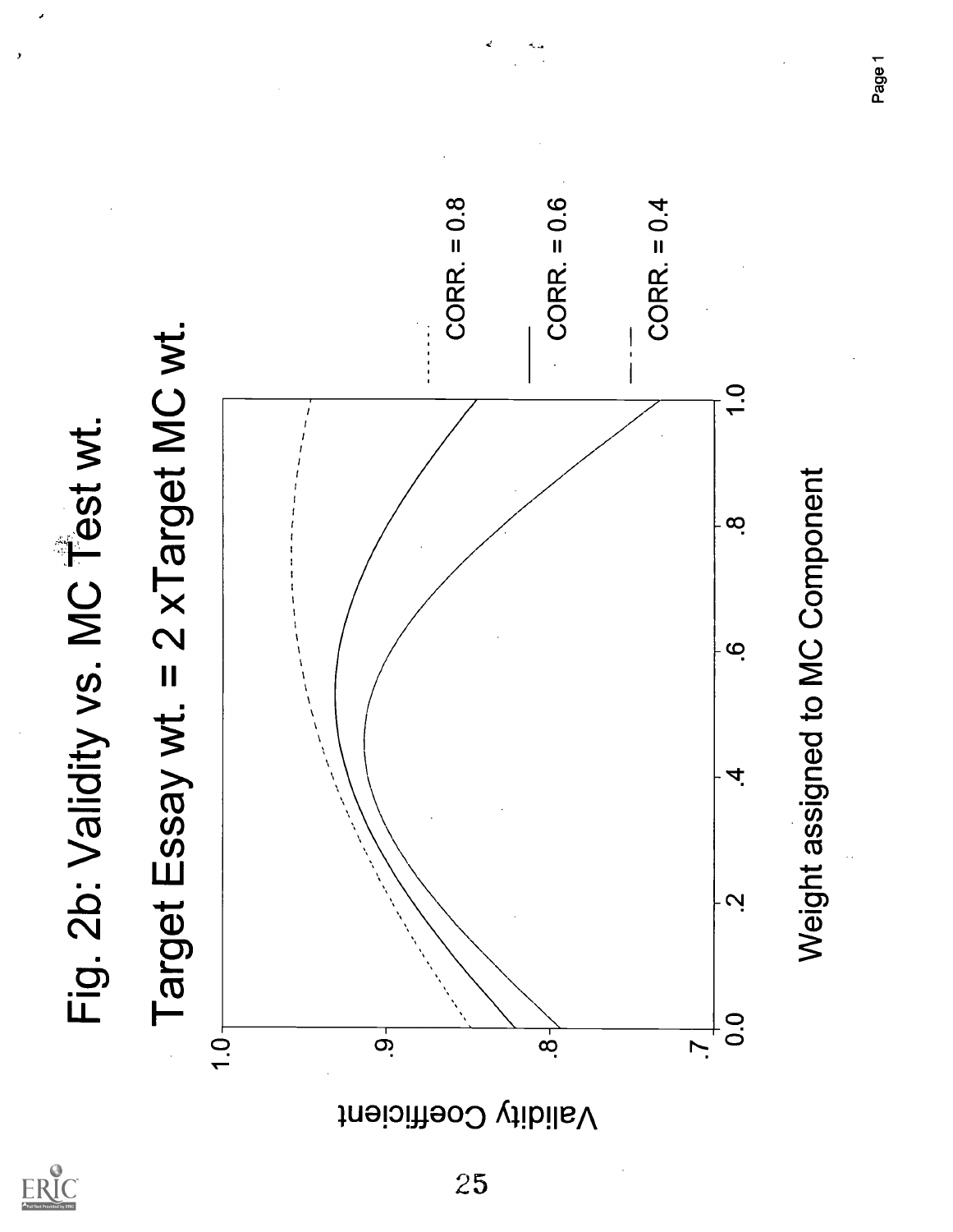# Fig. 2b: Validity vs. MC Test wt.

## Target Essay wt. = 2 xTarget MC wt.

Validity Coefficient

1.0

.9

.8

.7

0.0

.2

.4

.6

.8

1.0

Weight assigned to MC Component

CORR. = 0.8

CORR. = 0.6

CORR. = 0.4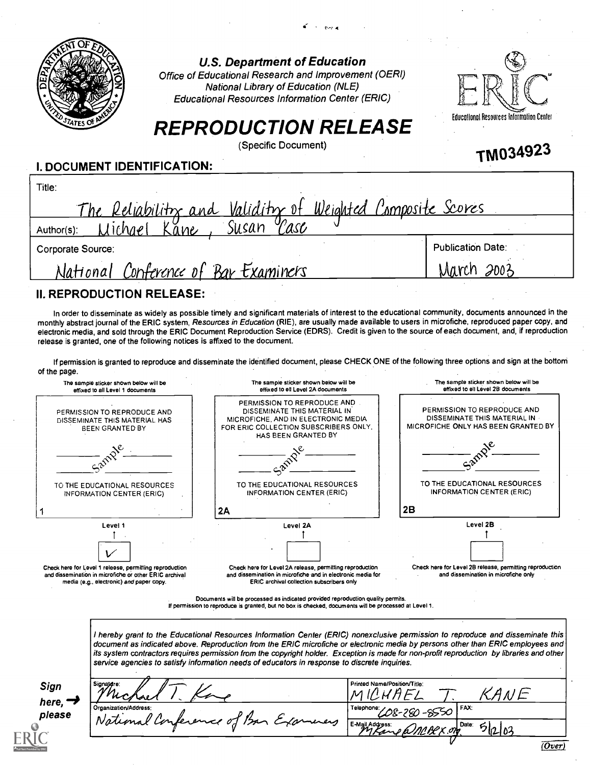**U.S. Department of Education**
*Office of Educational Research and Improvement (OERI)*
*National Library of Education (NLE)*
*Educational Resources Information Center (ERIC)*

# REPRODUCTION RELEASE

(Specific Document)

TM034923

## I. DOCUMENT IDENTIFICATION:

| | |
|---|---|
| Title: The Reliability and Validity of Weighted Composite Scores | |
| Author(s): Michael Kane, Susan Case | |
| Corporate Source: National Conference of Bar Examiners | Publication Date: March 2003 |

## II. REPRODUCTION RELEASE:

In order to disseminate as widely as possible timely and significant materials of interest to the educational community, documents announced in the monthly abstract journal of the ERIC system, *Resources in Education* (RIE), are usually made available to users in microfiche, reproduced paper copy, and electronic media, and sold through the ERIC Document Reproduction Service (EDRS). Credit is given to the source of each document, and, if reproduction release is granted, one of the following notices is affixed to the document.

If permission is granted to reproduce and disseminate the identified document, please CHECK ONE of the following three options and sign at the bottom of the page.

| The sample sticker shown below will be affixed to all Level 1 documents | The sample sticker shown below will be affixed to all Level 2A documents | The sample sticker shown below will be affixed to all Level 2B documents |
|---|---|---|
| PERMISSION TO REPRODUCE AND DISSEMINATE THIS MATERIAL HAS BEEN GRANTED BY ____ Sample ____ TO THE EDUCATIONAL RESOURCES INFORMATION CENTER (ERIC) | PERMISSION TO REPRODUCE AND DISSEMINATE THIS MATERIAL IN MICROFICHE, AND IN ELECTRONIC MEDIA FOR ERIC COLLECTION SUBSCRIBERS ONLY, HAS BEEN GRANTED BY ____ Sample ____ TO THE EDUCATIONAL RESOURCES INFORMATION CENTER (ERIC) | PERMISSION TO REPRODUCE AND DISSEMINATE THIS MATERIAL IN MICROFICHE ONLY HAS BEEN GRANTED BY ____ Sample ____ TO THE EDUCATIONAL RESOURCES INFORMATION CENTER (ERIC) |
| 1 | 2A | 2B |
| Level 1 [✓] | Level 2A [ ] | Level 2B [ ] |
| Check here for Level 1 release, permitting reproduction and dissemination in microfiche or other ERIC archival media (e.g., electronic) *and* paper copy. | Check here for Level 2A release, permitting reproduction and dissemination in microfiche and in electronic media for ERIC archival collection subscribers only | Check here for Level 2B release, permitting reproduction and dissemination in microfiche only |

Documents will be processed as indicated provided reproduction quality permits.
If permission to reproduce is granted, but no box is checked, documents will be processed at Level 1.

*I hereby grant to the Educational Resources Information Center (ERIC) nonexclusive permission to reproduce and disseminate this document as indicated above. Reproduction from the ERIC microfiche or electronic media by persons other than ERIC employees and its system contractors requires permission from the copyright holder. Exception is made for non-profit reproduction by libraries and other service agencies to satisfy information needs of educators in response to discrete inquiries.*

**Sign here, → please**

| | | |
|---|---|---|
| Signature: Michael T. Kane | Printed Name/Position/Title: MICHAEL T. KANE | |
| Organization/Address: National Conference of Bar Examiners | Telephone: 608-280-8550 | FAX: |
| | E-Mail Address: MKane@NCBEX.org | Date: 5/2/03 |

(Over)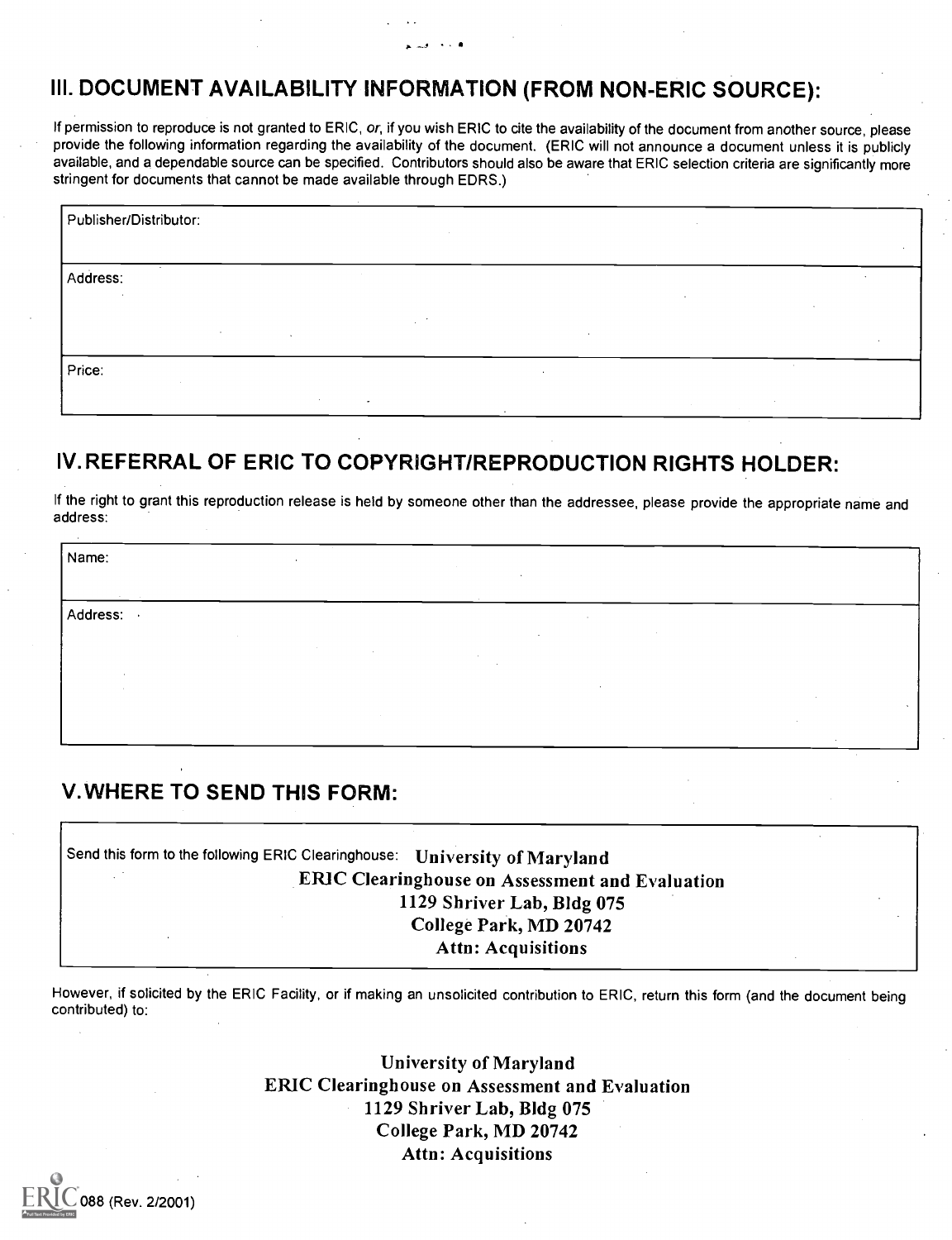## III. DOCUMENT AVAILABILITY INFORMATION (FROM NON-ERIC SOURCE):

If permission to reproduce is not granted to ERIC, *or*, if you wish ERIC to cite the availability of the document from another source, please provide the following information regarding the availability of the document. (ERIC will not announce a document unless it is publicly available, and a dependable source can be specified. Contributors should also be aware that ERIC selection criteria are significantly more stringent for documents that cannot be made available through EDRS.)

| |
|---|
| Publisher/Distributor: |
| Address: |
| Price: |

## IV. REFERRAL OF ERIC TO COPYRIGHT/REPRODUCTION RIGHTS HOLDER:

If the right to grant this reproduction release is held by someone other than the addressee, please provide the appropriate name and address:

| |
|---|
| Name: |
| Address: |

## V. WHERE TO SEND THIS FORM:

Send this form to the following ERIC Clearinghouse: **University of Maryland**
**ERIC Clearinghouse on Assessment and Evaluation**
**1129 Shriver Lab, Bldg 075**
**College Park, MD 20742**
**Attn: Acquisitions**

However, if solicited by the ERIC Facility, or if making an unsolicited contribution to ERIC, return this form (and the document being contributed) to:

**University of Maryland**
**ERIC Clearinghouse on Assessment and Evaluation**
**1129 Shriver Lab, Bldg 075**
**College Park, MD 20742**
**Attn: Acquisitions**

088 (Rev. 2/2001)